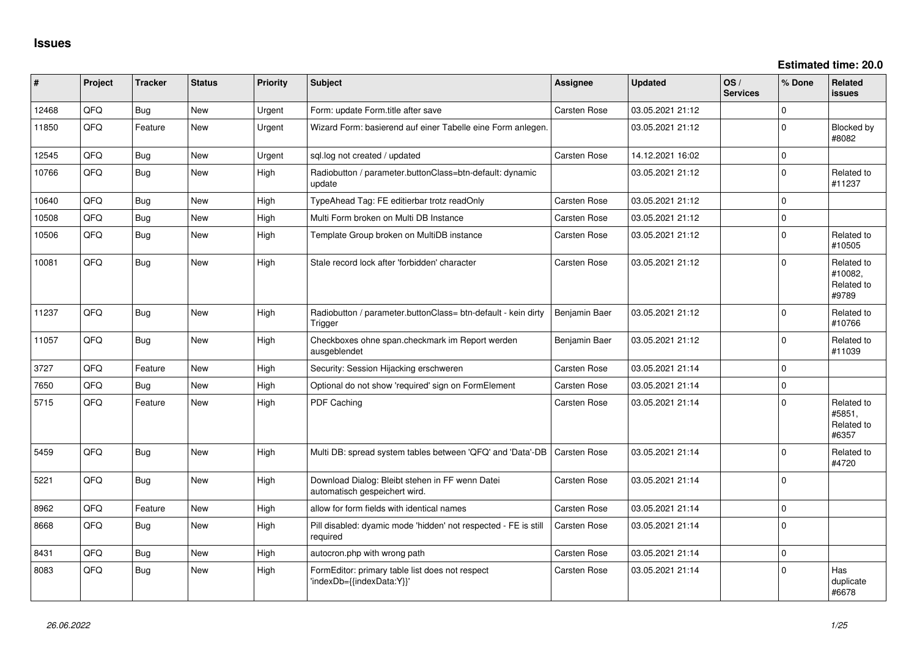# Issues

**Estimated time: 20.0**

| # | Project | Tracker | Status | Priority | Subject | Assignee | Updated | OS / Services | % Done | Related issues |
|---|---|---|---|---|---|---|---|---|---|---|
| 12468 | QFQ | Bug | New | Urgent | Form: update Form.title after save | Carsten Rose | 03.05.2021 21:12 | | 0 | |
| 11850 | QFQ | Feature | New | Urgent | Wizard Form: basierend auf einer Tabelle eine Form anlegen. | | 03.05.2021 21:12 | | 0 | Blocked by #8082 |
| 12545 | QFQ | Bug | New | Urgent | sql.log not created / updated | Carsten Rose | 14.12.2021 16:02 | | 0 | |
| 10766 | QFQ | Bug | New | High | Radiobutton / parameter.buttonClass=btn-default: dynamic update | | 03.05.2021 21:12 | | 0 | Related to #11237 |
| 10640 | QFQ | Bug | New | High | TypeAhead Tag: FE editierbar trotz readOnly | Carsten Rose | 03.05.2021 21:12 | | 0 | |
| 10508 | QFQ | Bug | New | High | Multi Form broken on Multi DB Instance | Carsten Rose | 03.05.2021 21:12 | | 0 | |
| 10506 | QFQ | Bug | New | High | Template Group broken on MultiDB instance | Carsten Rose | 03.05.2021 21:12 | | 0 | Related to #10505 |
| 10081 | QFQ | Bug | New | High | Stale record lock after 'forbidden' character | Carsten Rose | 03.05.2021 21:12 | | 0 | Related to #10082, Related to #9789 |
| 11237 | QFQ | Bug | New | High | Radiobutton / parameter.buttonClass= btn-default - kein dirty Trigger | Benjamin Baer | 03.05.2021 21:12 | | 0 | Related to #10766 |
| 11057 | QFQ | Bug | New | High | Checkboxes ohne span.checkmark im Report werden ausgeblendet | Benjamin Baer | 03.05.2021 21:12 | | 0 | Related to #11039 |
| 3727 | QFQ | Feature | New | High | Security: Session Hijacking erschweren | Carsten Rose | 03.05.2021 21:14 | | 0 | |
| 7650 | QFQ | Bug | New | High | Optional do not show 'required' sign on FormElement | Carsten Rose | 03.05.2021 21:14 | | 0 | |
| 5715 | QFQ | Feature | New | High | PDF Caching | Carsten Rose | 03.05.2021 21:14 | | 0 | Related to #5851, Related to #6357 |
| 5459 | QFQ | Bug | New | High | Multi DB: spread system tables between 'QFQ' and 'Data'-DB | Carsten Rose | 03.05.2021 21:14 | | 0 | Related to #4720 |
| 5221 | QFQ | Bug | New | High | Download Dialog: Bleibt stehen in FF wenn Datei automatisch gespeichert wird. | Carsten Rose | 03.05.2021 21:14 | | 0 | |
| 8962 | QFQ | Feature | New | High | allow for form fields with identical names | Carsten Rose | 03.05.2021 21:14 | | 0 | |
| 8668 | QFQ | Bug | New | High | Pill disabled: dyamic mode 'hidden' not respected - FE is still required | Carsten Rose | 03.05.2021 21:14 | | 0 | |
| 8431 | QFQ | Bug | New | High | autocron.php with wrong path | Carsten Rose | 03.05.2021 21:14 | | 0 | |
| 8083 | QFQ | Bug | New | High | FormEditor: primary table list does not respect 'indexDb={{indexData:Y}}' | Carsten Rose | 03.05.2021 21:14 | | 0 | Has duplicate #6678 |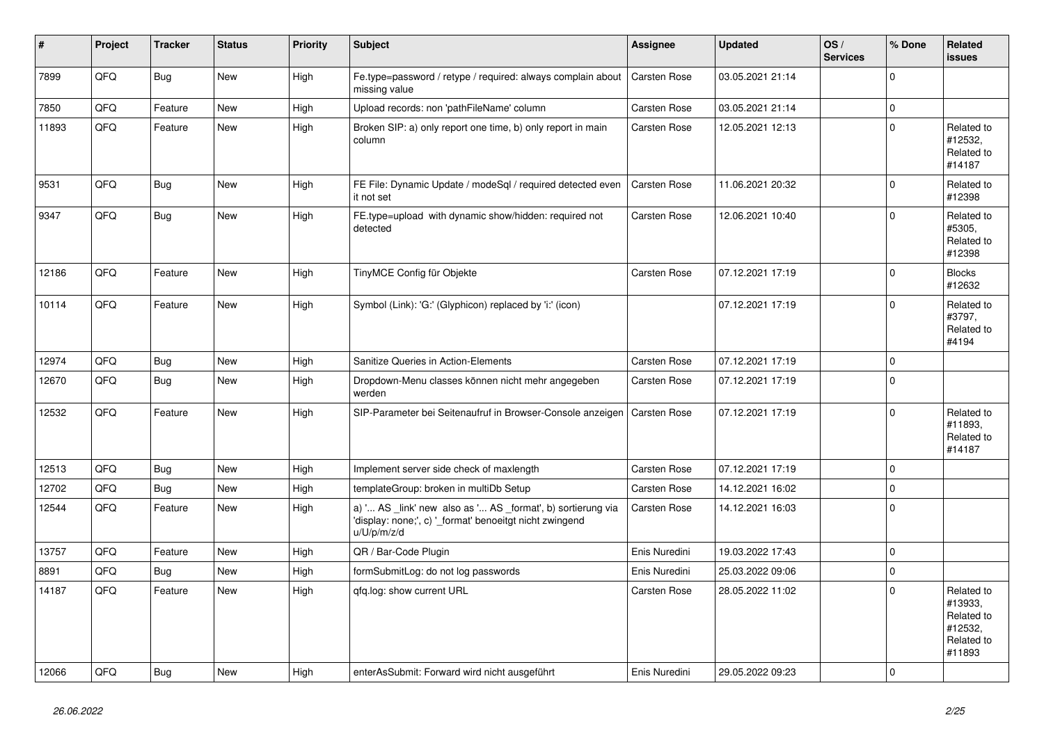| # | Project | Tracker | Status | Priority | Subject | Assignee | Updated | OS / Services | % Done | Related issues |
|---|---|---|---|---|---|---|---|---|---|---|
| 7899 | QFQ | Bug | New | High | Fe.type=password / retype / required: always complain about missing value | Carsten Rose | 03.05.2021 21:14 | | 0 | |
| 7850 | QFQ | Feature | New | High | Upload records: non 'pathFileName' column | Carsten Rose | 03.05.2021 21:14 | | 0 | |
| 11893 | QFQ | Feature | New | High | Broken SIP: a) only report one time, b) only report in main column | Carsten Rose | 12.05.2021 12:13 | | 0 | Related to #12532, Related to #14187 |
| 9531 | QFQ | Bug | New | High | FE File: Dynamic Update / modeSql / required detected even it not set | Carsten Rose | 11.06.2021 20:32 | | 0 | Related to #12398 |
| 9347 | QFQ | Bug | New | High | FE.type=upload with dynamic show/hidden: required not detected | Carsten Rose | 12.06.2021 10:40 | | 0 | Related to #5305, Related to #12398 |
| 12186 | QFQ | Feature | New | High | TinyMCE Config für Objekte | Carsten Rose | 07.12.2021 17:19 | | 0 | Blocks #12632 |
| 10114 | QFQ | Feature | New | High | Symbol (Link): 'G:' (Glyphicon) replaced by 'i:' (icon) | | 07.12.2021 17:19 | | 0 | Related to #3797, Related to #4194 |
| 12974 | QFQ | Bug | New | High | Sanitize Queries in Action-Elements | Carsten Rose | 07.12.2021 17:19 | | 0 | |
| 12670 | QFQ | Bug | New | High | Dropdown-Menu classes können nicht mehr angegeben werden | Carsten Rose | 07.12.2021 17:19 | | 0 | |
| 12532 | QFQ | Feature | New | High | SIP-Parameter bei Seitenaufruf in Browser-Console anzeigen | Carsten Rose | 07.12.2021 17:19 | | 0 | Related to #11893, Related to #14187 |
| 12513 | QFQ | Bug | New | High | Implement server side check of maxlength | Carsten Rose | 07.12.2021 17:19 | | 0 | |
| 12702 | QFQ | Bug | New | High | templateGroup: broken in multiDb Setup | Carsten Rose | 14.12.2021 16:02 | | 0 | |
| 12544 | QFQ | Feature | New | High | a) '... AS _link' new also as '... AS _format', b) sortierung via 'display: none;', c) '_format' benoeitgt nicht zwingend u/U/p/m/z/d | Carsten Rose | 14.12.2021 16:03 | | 0 | |
| 13757 | QFQ | Feature | New | High | QR / Bar-Code Plugin | Enis Nuredini | 19.03.2022 17:43 | | 0 | |
| 8891 | QFQ | Bug | New | High | formSubmitLog: do not log passwords | Enis Nuredini | 25.03.2022 09:06 | | 0 | |
| 14187 | QFQ | Feature | New | High | qfq.log: show current URL | Carsten Rose | 28.05.2022 11:02 | | 0 | Related to #13933, Related to #12532, Related to #11893 |
| 12066 | QFQ | Bug | New | High | enterAsSubmit: Forward wird nicht ausgeführt | Enis Nuredini | 29.05.2022 09:23 | | 0 | |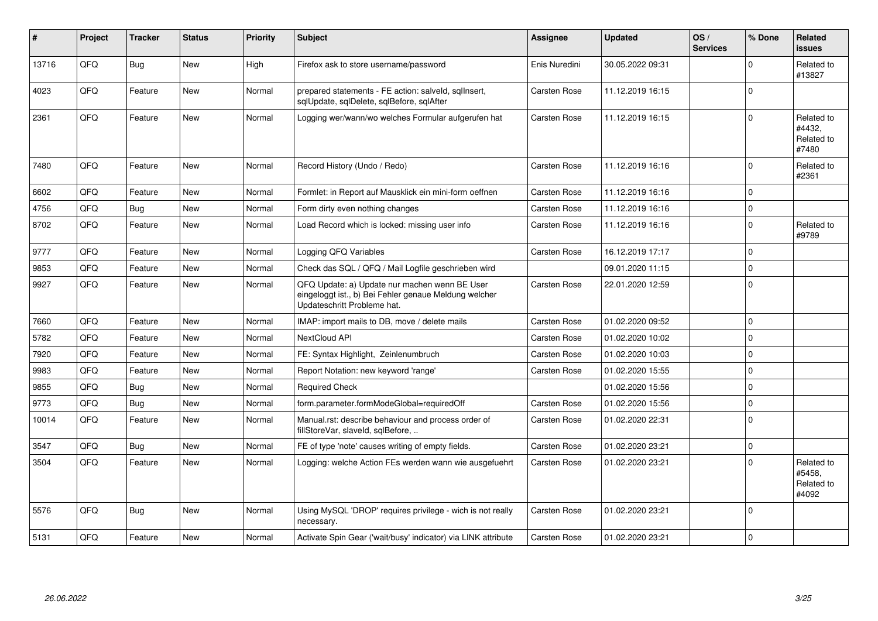| # | Project | Tracker | Status | Priority | Subject | Assignee | Updated | OS / Services | % Done | Related issues |
|---|---|---|---|---|---|---|---|---|---|---|
| 13716 | QFQ | Bug | New | High | Firefox ask to store username/password | Enis Nuredini | 30.05.2022 09:31 | | 0 | Related to #13827 |
| 4023 | QFQ | Feature | New | Normal | prepared statements - FE action: salveId, sqlInsert, sqlUpdate, sqlDelete, sqlBefore, sqlAfter | Carsten Rose | 11.12.2019 16:15 | | 0 | |
| 2361 | QFQ | Feature | New | Normal | Logging wer/wann/wo welches Formular aufgerufen hat | Carsten Rose | 11.12.2019 16:15 | | 0 | Related to #4432, Related to #7480 |
| 7480 | QFQ | Feature | New | Normal | Record History (Undo / Redo) | Carsten Rose | 11.12.2019 16:16 | | 0 | Related to #2361 |
| 6602 | QFQ | Feature | New | Normal | Formlet: in Report auf Mausklick ein mini-form oeffnen | Carsten Rose | 11.12.2019 16:16 | | 0 | |
| 4756 | QFQ | Bug | New | Normal | Form dirty even nothing changes | Carsten Rose | 11.12.2019 16:16 | | 0 | |
| 8702 | QFQ | Feature | New | Normal | Load Record which is locked: missing user info | Carsten Rose | 11.12.2019 16:16 | | 0 | Related to #9789 |
| 9777 | QFQ | Feature | New | Normal | Logging QFQ Variables | Carsten Rose | 16.12.2019 17:17 | | 0 | |
| 9853 | QFQ | Feature | New | Normal | Check das SQL / QFQ / Mail Logfile geschrieben wird | | 09.01.2020 11:15 | | 0 | |
| 9927 | QFQ | Feature | New | Normal | QFQ Update: a) Update nur machen wenn BE User eingeloggt ist., b) Bei Fehler genaue Meldung welcher Updateschritt Probleme hat. | Carsten Rose | 22.01.2020 12:59 | | 0 | |
| 7660 | QFQ | Feature | New | Normal | IMAP: import mails to DB, move / delete mails | Carsten Rose | 01.02.2020 09:52 | | 0 | |
| 5782 | QFQ | Feature | New | Normal | NextCloud API | Carsten Rose | 01.02.2020 10:02 | | 0 | |
| 7920 | QFQ | Feature | New | Normal | FE: Syntax Highlight, Zeinlenumbruch | Carsten Rose | 01.02.2020 10:03 | | 0 | |
| 9983 | QFQ | Feature | New | Normal | Report Notation: new keyword 'range' | Carsten Rose | 01.02.2020 15:55 | | 0 | |
| 9855 | QFQ | Bug | New | Normal | Required Check | | 01.02.2020 15:56 | | 0 | |
| 9773 | QFQ | Bug | New | Normal | form.parameter.formModeGlobal=requiredOff | Carsten Rose | 01.02.2020 15:56 | | 0 | |
| 10014 | QFQ | Feature | New | Normal | Manual.rst: describe behaviour and process order of fillStoreVar, slaveId, sqlBefore, .. | Carsten Rose | 01.02.2020 22:31 | | 0 | |
| 3547 | QFQ | Bug | New | Normal | FE of type 'note' causes writing of empty fields. | Carsten Rose | 01.02.2020 23:21 | | 0 | |
| 3504 | QFQ | Feature | New | Normal | Logging: welche Action FEs werden wann wie ausgefuehrt | Carsten Rose | 01.02.2020 23:21 | | 0 | Related to #5458, Related to #4092 |
| 5576 | QFQ | Bug | New | Normal | Using MySQL 'DROP' requires privilege - wich is not really necessary. | Carsten Rose | 01.02.2020 23:21 | | 0 | |
| 5131 | QFQ | Feature | New | Normal | Activate Spin Gear ('wait/busy' indicator) via LINK attribute | Carsten Rose | 01.02.2020 23:21 | | 0 | |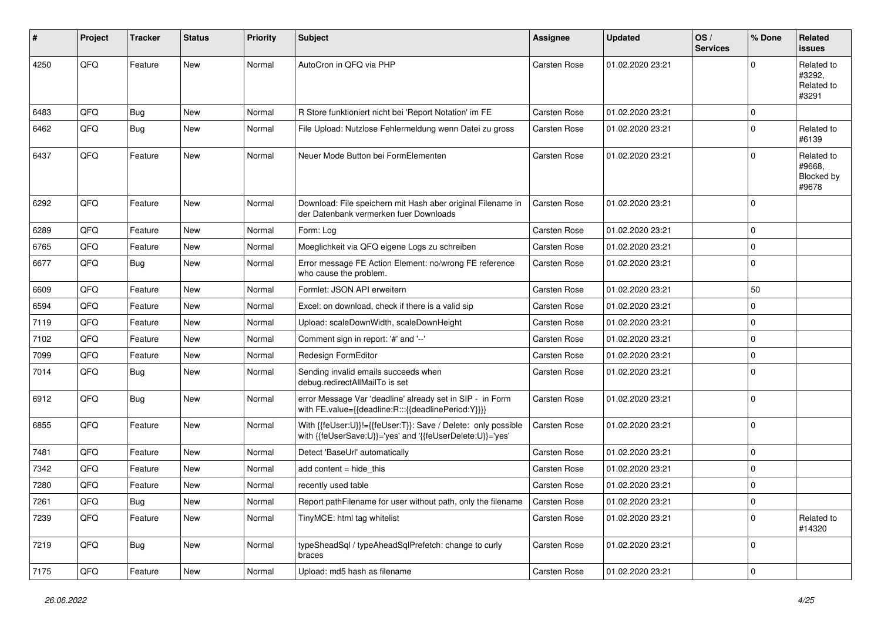| # | Project | Tracker | Status | Priority | Subject | Assignee | Updated | OS / Services | % Done | Related issues |
|---|---|---|---|---|---|---|---|---|---|---|
| 4250 | QFQ | Feature | New | Normal | AutoCron in QFQ via PHP | Carsten Rose | 01.02.2020 23:21 | | 0 | Related to #3292, Related to #3291 |
| 6483 | QFQ | Bug | New | Normal | R Store funktioniert nicht bei 'Report Notation' im FE | Carsten Rose | 01.02.2020 23:21 | | 0 | |
| 6462 | QFQ | Bug | New | Normal | File Upload: Nutzlose Fehlermeldung wenn Datei zu gross | Carsten Rose | 01.02.2020 23:21 | | 0 | Related to #6139 |
| 6437 | QFQ | Feature | New | Normal | Neuer Mode Button bei FormElementen | Carsten Rose | 01.02.2020 23:21 | | 0 | Related to #9668, Blocked by #9678 |
| 6292 | QFQ | Feature | New | Normal | Download: File speichern mit Hash aber original Filename in der Datenbank vermerken fuer Downloads | Carsten Rose | 01.02.2020 23:21 | | 0 | |
| 6289 | QFQ | Feature | New | Normal | Form: Log | Carsten Rose | 01.02.2020 23:21 | | 0 | |
| 6765 | QFQ | Feature | New | Normal | Moeglichkeit via QFQ eigene Logs zu schreiben | Carsten Rose | 01.02.2020 23:21 | | 0 | |
| 6677 | QFQ | Bug | New | Normal | Error message FE Action Element: no/wrong FE reference who cause the problem. | Carsten Rose | 01.02.2020 23:21 | | 0 | |
| 6609 | QFQ | Feature | New | Normal | Formlet: JSON API erweitern | Carsten Rose | 01.02.2020 23:21 | | 50 | |
| 6594 | QFQ | Feature | New | Normal | Excel: on download, check if there is a valid sip | Carsten Rose | 01.02.2020 23:21 | | 0 | |
| 7119 | QFQ | Feature | New | Normal | Upload: scaleDownWidth, scaleDownHeight | Carsten Rose | 01.02.2020 23:21 | | 0 | |
| 7102 | QFQ | Feature | New | Normal | Comment sign in report: '#' and '--' | Carsten Rose | 01.02.2020 23:21 | | 0 | |
| 7099 | QFQ | Feature | New | Normal | Redesign FormEditor | Carsten Rose | 01.02.2020 23:21 | | 0 | |
| 7014 | QFQ | Bug | New | Normal | Sending invalid emails succeeds when debug.redirectAllMailTo is set | Carsten Rose | 01.02.2020 23:21 | | 0 | |
| 6912 | QFQ | Bug | New | Normal | error Message Var 'deadline' already set in SIP - in Form with FE.value={{deadline:R:::{{deadlinePeriod:Y}}}} | Carsten Rose | 01.02.2020 23:21 | | 0 | |
| 6855 | QFQ | Feature | New | Normal | With {{feUser:U}}!={{feUser:T}}: Save / Delete: only possible with {{feUserSave:U}}='yes' and '{{feUserDelete:U}}='yes' | Carsten Rose | 01.02.2020 23:21 | | 0 | |
| 7481 | QFQ | Feature | New | Normal | Detect 'BaseUrl' automatically | Carsten Rose | 01.02.2020 23:21 | | 0 | |
| 7342 | QFQ | Feature | New | Normal | add content = hide_this | Carsten Rose | 01.02.2020 23:21 | | 0 | |
| 7280 | QFQ | Feature | New | Normal | recently used table | Carsten Rose | 01.02.2020 23:21 | | 0 | |
| 7261 | QFQ | Bug | New | Normal | Report pathFilename for user without path, only the filename | Carsten Rose | 01.02.2020 23:21 | | 0 | |
| 7239 | QFQ | Feature | New | Normal | TinyMCE: html tag whitelist | Carsten Rose | 01.02.2020 23:21 | | 0 | Related to #14320 |
| 7219 | QFQ | Bug | New | Normal | typeSheadSql / typeAheadSqlPrefetch: change to curly braces | Carsten Rose | 01.02.2020 23:21 | | 0 | |
| 7175 | QFQ | Feature | New | Normal | Upload: md5 hash as filename | Carsten Rose | 01.02.2020 23:21 | | 0 | |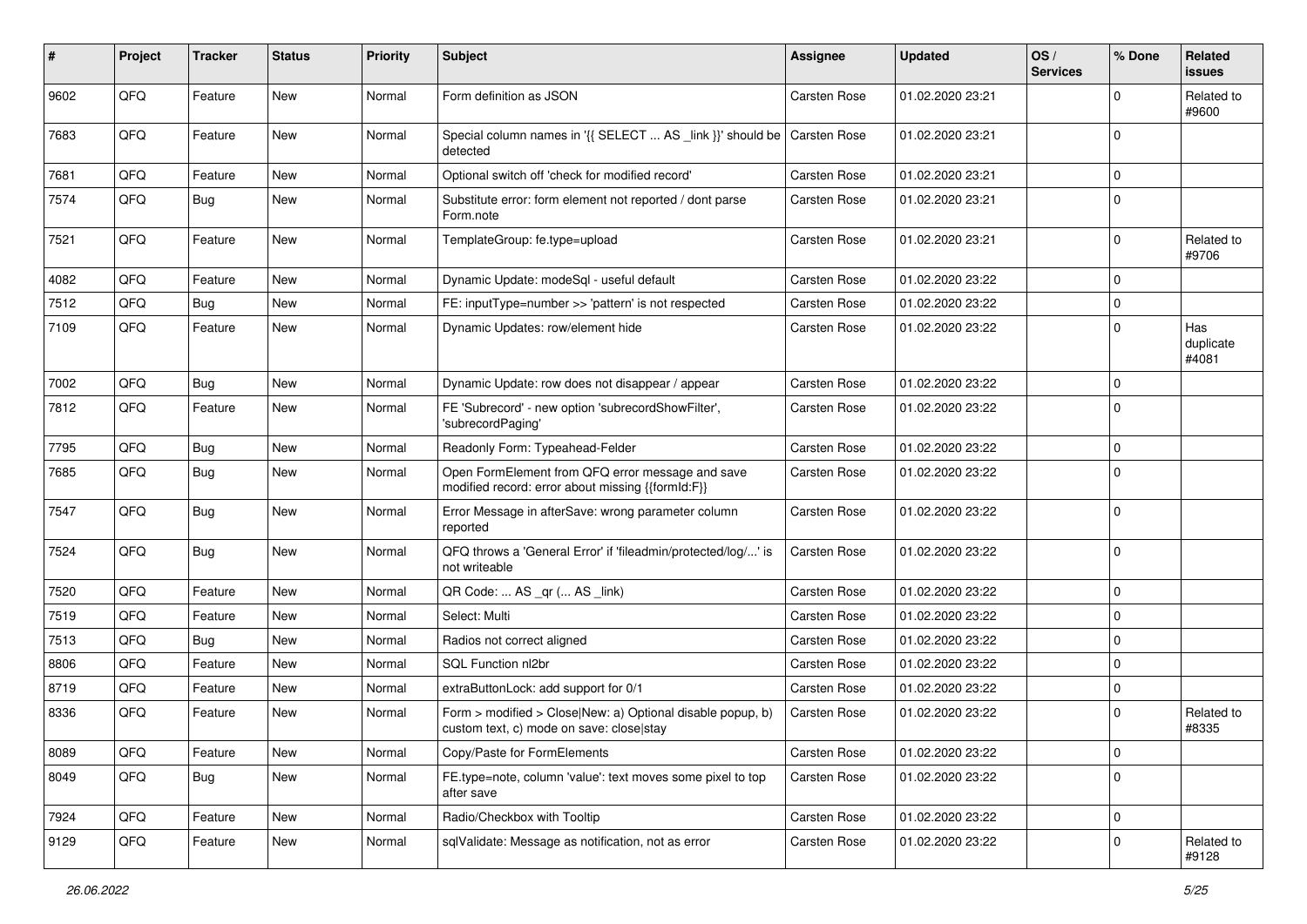| # | Project | Tracker | Status | Priority | Subject | Assignee | Updated | OS / Services | % Done | Related issues |
|---|---|---|---|---|---|---|---|---|---|---|
| 9602 | QFQ | Feature | New | Normal | Form definition as JSON | Carsten Rose | 01.02.2020 23:21 | | 0 | Related to #9600 |
| 7683 | QFQ | Feature | New | Normal | Special column names in '{{ SELECT ... AS _link }}' should be detected | Carsten Rose | 01.02.2020 23:21 | | 0 | |
| 7681 | QFQ | Feature | New | Normal | Optional switch off 'check for modified record' | Carsten Rose | 01.02.2020 23:21 | | 0 | |
| 7574 | QFQ | Bug | New | Normal | Substitute error: form element not reported / dont parse Form.note | Carsten Rose | 01.02.2020 23:21 | | 0 | |
| 7521 | QFQ | Feature | New | Normal | TemplateGroup: fe.type=upload | Carsten Rose | 01.02.2020 23:21 | | 0 | Related to #9706 |
| 4082 | QFQ | Feature | New | Normal | Dynamic Update: modeSql - useful default | Carsten Rose | 01.02.2020 23:22 | | 0 | |
| 7512 | QFQ | Bug | New | Normal | FE: inputType=number >> 'pattern' is not respected | Carsten Rose | 01.02.2020 23:22 | | 0 | |
| 7109 | QFQ | Feature | New | Normal | Dynamic Updates: row/element hide | Carsten Rose | 01.02.2020 23:22 | | 0 | Has duplicate #4081 |
| 7002 | QFQ | Bug | New | Normal | Dynamic Update: row does not disappear / appear | Carsten Rose | 01.02.2020 23:22 | | 0 | |
| 7812 | QFQ | Feature | New | Normal | FE 'Subrecord' - new option 'subrecordShowFilter', 'subrecordPaging' | Carsten Rose | 01.02.2020 23:22 | | 0 | |
| 7795 | QFQ | Bug | New | Normal | Readonly Form: Typeahead-Felder | Carsten Rose | 01.02.2020 23:22 | | 0 | |
| 7685 | QFQ | Bug | New | Normal | Open FormElement from QFQ error message and save modified record: error about missing {{formId:F}} | Carsten Rose | 01.02.2020 23:22 | | 0 | |
| 7547 | QFQ | Bug | New | Normal | Error Message in afterSave: wrong parameter column reported | Carsten Rose | 01.02.2020 23:22 | | 0 | |
| 7524 | QFQ | Bug | New | Normal | QFQ throws a 'General Error' if 'fileadmin/protected/log/...' is not writeable | Carsten Rose | 01.02.2020 23:22 | | 0 | |
| 7520 | QFQ | Feature | New | Normal | QR Code: ... AS _qr (... AS _link) | Carsten Rose | 01.02.2020 23:22 | | 0 | |
| 7519 | QFQ | Feature | New | Normal | Select: Multi | Carsten Rose | 01.02.2020 23:22 | | 0 | |
| 7513 | QFQ | Bug | New | Normal | Radios not correct aligned | Carsten Rose | 01.02.2020 23:22 | | 0 | |
| 8806 | QFQ | Feature | New | Normal | SQL Function nl2br | Carsten Rose | 01.02.2020 23:22 | | 0 | |
| 8719 | QFQ | Feature | New | Normal | extraButtonLock: add support for 0/1 | Carsten Rose | 01.02.2020 23:22 | | 0 | |
| 8336 | QFQ | Feature | New | Normal | Form > modified > Close\|New: a) Optional disable popup, b) custom text, c) mode on save: close\|stay | Carsten Rose | 01.02.2020 23:22 | | 0 | Related to #8335 |
| 8089 | QFQ | Feature | New | Normal | Copy/Paste for FormElements | Carsten Rose | 01.02.2020 23:22 | | 0 | |
| 8049 | QFQ | Bug | New | Normal | FE.type=note, column 'value': text moves some pixel to top after save | Carsten Rose | 01.02.2020 23:22 | | 0 | |
| 7924 | QFQ | Feature | New | Normal | Radio/Checkbox with Tooltip | Carsten Rose | 01.02.2020 23:22 | | 0 | |
| 9129 | QFQ | Feature | New | Normal | sqlValidate: Message as notification, not as error | Carsten Rose | 01.02.2020 23:22 | | 0 | Related to #9128 |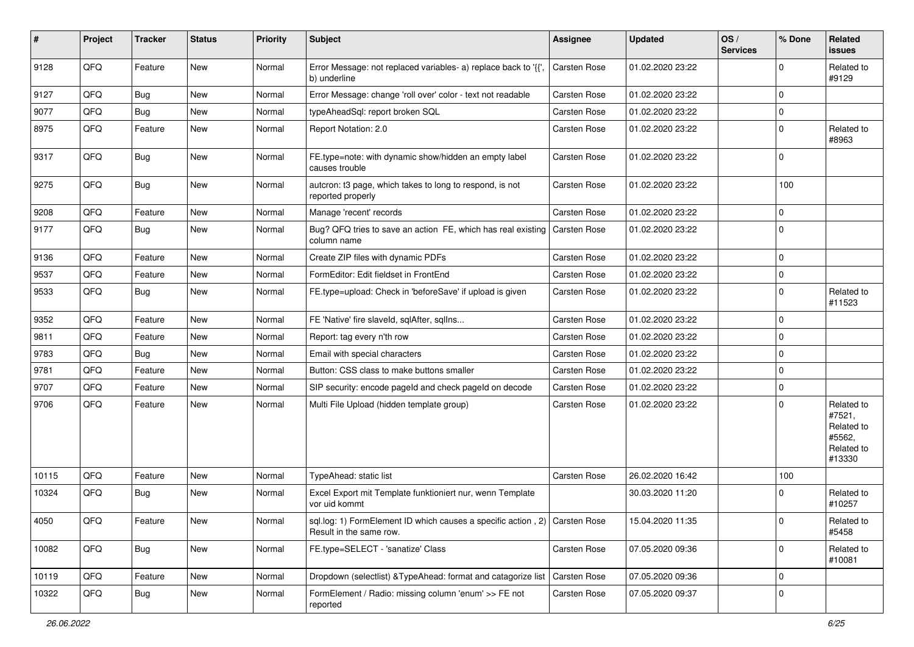| # | Project | Tracker | Status | Priority | Subject | Assignee | Updated | OS / Services | % Done | Related issues |
|---|---|---|---|---|---|---|---|---|---|---|
| 9128 | QFQ | Feature | New | Normal | Error Message: not replaced variables- a) replace back to '{{', b) underline | Carsten Rose | 01.02.2020 23:22 | | 0 | Related to #9129 |
| 9127 | QFQ | Bug | New | Normal | Error Message: change 'roll over' color - text not readable | Carsten Rose | 01.02.2020 23:22 | | 0 | |
| 9077 | QFQ | Bug | New | Normal | typeAheadSql: report broken SQL | Carsten Rose | 01.02.2020 23:22 | | 0 | |
| 8975 | QFQ | Feature | New | Normal | Report Notation: 2.0 | Carsten Rose | 01.02.2020 23:22 | | 0 | Related to #8963 |
| 9317 | QFQ | Bug | New | Normal | FE.type=note: with dynamic show/hidden an empty label causes trouble | Carsten Rose | 01.02.2020 23:22 | | 0 | |
| 9275 | QFQ | Bug | New | Normal | autcron: t3 page, which takes to long to respond, is not reported properly | Carsten Rose | 01.02.2020 23:22 | | 100 | |
| 9208 | QFQ | Feature | New | Normal | Manage 'recent' records | Carsten Rose | 01.02.2020 23:22 | | 0 | |
| 9177 | QFQ | Bug | New | Normal | Bug? QFQ tries to save an action FE, which has real existing column name | Carsten Rose | 01.02.2020 23:22 | | 0 | |
| 9136 | QFQ | Feature | New | Normal | Create ZIP files with dynamic PDFs | Carsten Rose | 01.02.2020 23:22 | | 0 | |
| 9537 | QFQ | Feature | New | Normal | FormEditor: Edit fieldset in FrontEnd | Carsten Rose | 01.02.2020 23:22 | | 0 | |
| 9533 | QFQ | Bug | New | Normal | FE.type=upload: Check in 'beforeSave' if upload is given | Carsten Rose | 01.02.2020 23:22 | | 0 | Related to #11523 |
| 9352 | QFQ | Feature | New | Normal | FE 'Native' fire slaveId, sqlAfter, sqlIns... | Carsten Rose | 01.02.2020 23:22 | | 0 | |
| 9811 | QFQ | Feature | New | Normal | Report: tag every n'th row | Carsten Rose | 01.02.2020 23:22 | | 0 | |
| 9783 | QFQ | Bug | New | Normal | Email with special characters | Carsten Rose | 01.02.2020 23:22 | | 0 | |
| 9781 | QFQ | Feature | New | Normal | Button: CSS class to make buttons smaller | Carsten Rose | 01.02.2020 23:22 | | 0 | |
| 9707 | QFQ | Feature | New | Normal | SIP security: encode pageId and check pageId on decode | Carsten Rose | 01.02.2020 23:22 | | 0 | |
| 9706 | QFQ | Feature | New | Normal | Multi File Upload (hidden template group) | Carsten Rose | 01.02.2020 23:22 | | 0 | Related to #7521, Related to #5562, Related to #13330 |
| 10115 | QFQ | Feature | New | Normal | TypeAhead: static list | Carsten Rose | 26.02.2020 16:42 | | 100 | |
| 10324 | QFQ | Bug | New | Normal | Excel Export mit Template funktioniert nur, wenn Template vor uid kommt | | 30.03.2020 11:20 | | 0 | Related to #10257 |
| 4050 | QFQ | Feature | New | Normal | sql.log: 1) FormElement ID which causes a specific action , 2) Result in the same row. | Carsten Rose | 15.04.2020 11:35 | | 0 | Related to #5458 |
| 10082 | QFQ | Bug | New | Normal | FE.type=SELECT - 'sanatize' Class | Carsten Rose | 07.05.2020 09:36 | | 0 | Related to #10081 |
| 10119 | QFQ | Feature | New | Normal | Dropdown (selectlist) &TypeAhead: format and catagorize list | Carsten Rose | 07.05.2020 09:36 | | 0 | |
| 10322 | QFQ | Bug | New | Normal | FormElement / Radio: missing column 'enum' >> FE not reported | Carsten Rose | 07.05.2020 09:37 | | 0 | |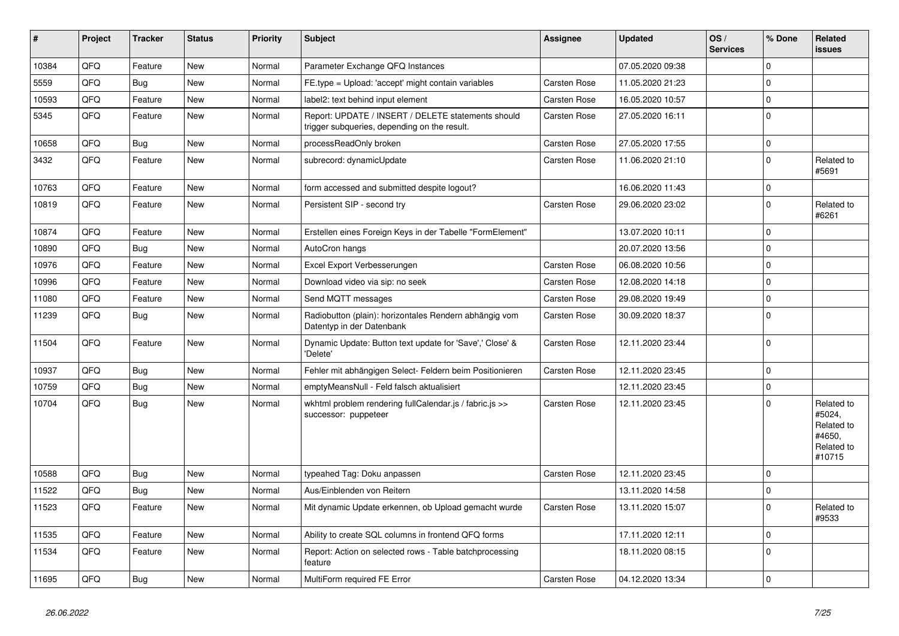| # | Project | Tracker | Status | Priority | Subject | Assignee | Updated | OS / Services | % Done | Related issues |
|---|---|---|---|---|---|---|---|---|---|---|
| 10384 | QFQ | Feature | New | Normal | Parameter Exchange QFQ Instances | | 07.05.2020 09:38 | | 0 | |
| 5559 | QFQ | Bug | New | Normal | FE.type = Upload: 'accept' might contain variables | Carsten Rose | 11.05.2020 21:23 | | 0 | |
| 10593 | QFQ | Feature | New | Normal | label2: text behind input element | Carsten Rose | 16.05.2020 10:57 | | 0 | |
| 5345 | QFQ | Feature | New | Normal | Report: UPDATE / INSERT / DELETE statements should trigger subqueries, depending on the result. | Carsten Rose | 27.05.2020 16:11 | | 0 | |
| 10658 | QFQ | Bug | New | Normal | processReadOnly broken | Carsten Rose | 27.05.2020 17:55 | | 0 | |
| 3432 | QFQ | Feature | New | Normal | subrecord: dynamicUpdate | Carsten Rose | 11.06.2020 21:10 | | 0 | Related to #5691 |
| 10763 | QFQ | Feature | New | Normal | form accessed and submitted despite logout? | | 16.06.2020 11:43 | | 0 | |
| 10819 | QFQ | Feature | New | Normal | Persistent SIP - second try | Carsten Rose | 29.06.2020 23:02 | | 0 | Related to #6261 |
| 10874 | QFQ | Feature | New | Normal | Erstellen eines Foreign Keys in der Tabelle "FormElement" | | 13.07.2020 10:11 | | 0 | |
| 10890 | QFQ | Bug | New | Normal | AutoCron hangs | | 20.07.2020 13:56 | | 0 | |
| 10976 | QFQ | Feature | New | Normal | Excel Export Verbesserungen | Carsten Rose | 06.08.2020 10:56 | | 0 | |
| 10996 | QFQ | Feature | New | Normal | Download video via sip: no seek | Carsten Rose | 12.08.2020 14:18 | | 0 | |
| 11080 | QFQ | Feature | New | Normal | Send MQTT messages | Carsten Rose | 29.08.2020 19:49 | | 0 | |
| 11239 | QFQ | Bug | New | Normal | Radiobutton (plain): horizontales Rendern abhängig vom Datentyp in der Datenbank | Carsten Rose | 30.09.2020 18:37 | | 0 | |
| 11504 | QFQ | Feature | New | Normal | Dynamic Update: Button text update for 'Save',' Close' & 'Delete' | Carsten Rose | 12.11.2020 23:44 | | 0 | |
| 10937 | QFQ | Bug | New | Normal | Fehler mit abhängigen Select- Feldern beim Positionieren | Carsten Rose | 12.11.2020 23:45 | | 0 | |
| 10759 | QFQ | Bug | New | Normal | emptyMeansNull - Feld falsch aktualisiert | | 12.11.2020 23:45 | | 0 | |
| 10704 | QFQ | Bug | New | Normal | wkhtml problem rendering fullCalendar.js / fabric.js >> successor: puppeteer | Carsten Rose | 12.11.2020 23:45 | | 0 | Related to #5024, Related to #4650, Related to #10715 |
| 10588 | QFQ | Bug | New | Normal | typeahed Tag: Doku anpassen | Carsten Rose | 12.11.2020 23:45 | | 0 | |
| 11522 | QFQ | Bug | New | Normal | Aus/Einblenden von Reitern | | 13.11.2020 14:58 | | 0 | |
| 11523 | QFQ | Feature | New | Normal | Mit dynamic Update erkennen, ob Upload gemacht wurde | Carsten Rose | 13.11.2020 15:07 | | 0 | Related to #9533 |
| 11535 | QFQ | Feature | New | Normal | Ability to create SQL columns in frontend QFQ forms | | 17.11.2020 12:11 | | 0 | |
| 11534 | QFQ | Feature | New | Normal | Report: Action on selected rows - Table batchprocessing feature | | 18.11.2020 08:15 | | 0 | |
| 11695 | QFQ | Bug | New | Normal | MultiForm required FE Error | Carsten Rose | 04.12.2020 13:34 | | 0 | |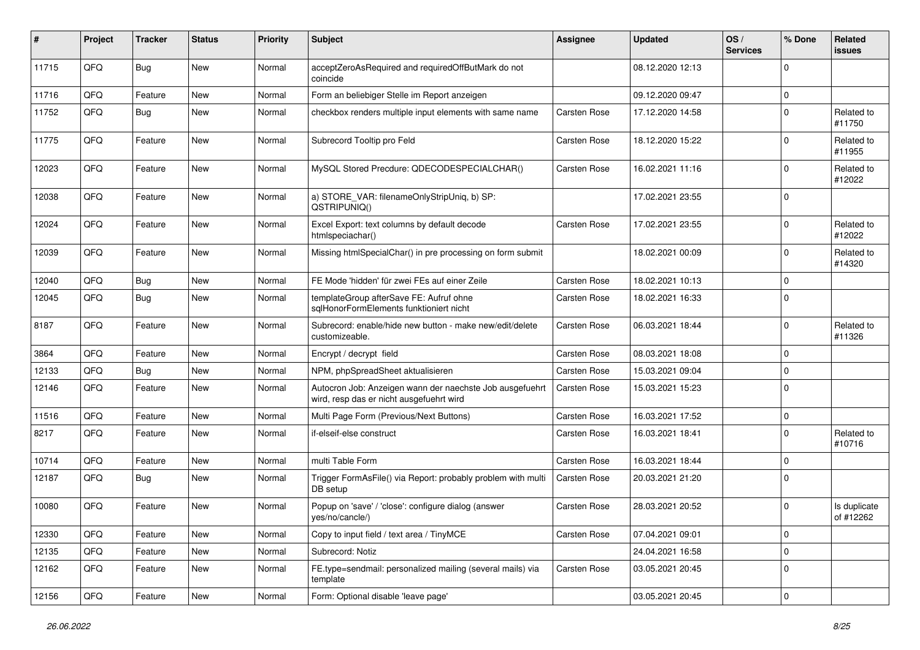| # | Project | Tracker | Status | Priority | Subject | Assignee | Updated | OS / Services | % Done | Related issues |
|---|---|---|---|---|---|---|---|---|---|---|
| 11715 | QFQ | Bug | New | Normal | acceptZeroAsRequired and requiredOffButMark do not coincide | | 08.12.2020 12:13 | | 0 | |
| 11716 | QFQ | Feature | New | Normal | Form an beliebiger Stelle im Report anzeigen | | 09.12.2020 09:47 | | 0 | |
| 11752 | QFQ | Bug | New | Normal | checkbox renders multiple input elements with same name | Carsten Rose | 17.12.2020 14:58 | | 0 | Related to #11750 |
| 11775 | QFQ | Feature | New | Normal | Subrecord Tooltip pro Feld | Carsten Rose | 18.12.2020 15:22 | | 0 | Related to #11955 |
| 12023 | QFQ | Feature | New | Normal | MySQL Stored Precdure: QDECODESPECIALCHAR() | Carsten Rose | 16.02.2021 11:16 | | 0 | Related to #12022 |
| 12038 | QFQ | Feature | New | Normal | a) STORE_VAR: filenameOnlyStripUniq, b) SP: QSTRIPUNIQ() | | 17.02.2021 23:55 | | 0 | |
| 12024 | QFQ | Feature | New | Normal | Excel Export: text columns by default decode htmlspeciachar() | Carsten Rose | 17.02.2021 23:55 | | 0 | Related to #12022 |
| 12039 | QFQ | Feature | New | Normal | Missing htmlSpecialChar() in pre processing on form submit | | 18.02.2021 00:09 | | 0 | Related to #14320 |
| 12040 | QFQ | Bug | New | Normal | FE Mode 'hidden' für zwei FEs auf einer Zeile | Carsten Rose | 18.02.2021 10:13 | | 0 | |
| 12045 | QFQ | Bug | New | Normal | templateGroup afterSave FE: Aufruf ohne sqlHonorFormElements funktioniert nicht | Carsten Rose | 18.02.2021 16:33 | | 0 | |
| 8187 | QFQ | Feature | New | Normal | Subrecord: enable/hide new button - make new/edit/delete customizeable. | Carsten Rose | 06.03.2021 18:44 | | 0 | Related to #11326 |
| 3864 | QFQ | Feature | New | Normal | Encrypt / decrypt field | Carsten Rose | 08.03.2021 18:08 | | 0 | |
| 12133 | QFQ | Bug | New | Normal | NPM, phpSpreadSheet aktualisieren | Carsten Rose | 15.03.2021 09:04 | | 0 | |
| 12146 | QFQ | Feature | New | Normal | Autocron Job: Anzeigen wann der naechste Job ausgefuehrt wird, resp das er nicht ausgefuehrt wird | Carsten Rose | 15.03.2021 15:23 | | 0 | |
| 11516 | QFQ | Feature | New | Normal | Multi Page Form (Previous/Next Buttons) | Carsten Rose | 16.03.2021 17:52 | | 0 | |
| 8217 | QFQ | Feature | New | Normal | if-elseif-else construct | Carsten Rose | 16.03.2021 18:41 | | 0 | Related to #10716 |
| 10714 | QFQ | Feature | New | Normal | multi Table Form | Carsten Rose | 16.03.2021 18:44 | | 0 | |
| 12187 | QFQ | Bug | New | Normal | Trigger FormAsFile() via Report: probably problem with multi DB setup | Carsten Rose | 20.03.2021 21:20 | | 0 | |
| 10080 | QFQ | Feature | New | Normal | Popup on 'save' / 'close': configure dialog (answer yes/no/cancle/) | Carsten Rose | 28.03.2021 20:52 | | 0 | Is duplicate of #12262 |
| 12330 | QFQ | Feature | New | Normal | Copy to input field / text area / TinyMCE | Carsten Rose | 07.04.2021 09:01 | | 0 | |
| 12135 | QFQ | Feature | New | Normal | Subrecord: Notiz | | 24.04.2021 16:58 | | 0 | |
| 12162 | QFQ | Feature | New | Normal | FE.type=sendmail: personalized mailing (several mails) via template | Carsten Rose | 03.05.2021 20:45 | | 0 | |
| 12156 | QFQ | Feature | New | Normal | Form: Optional disable 'leave page' | | 03.05.2021 20:45 | | 0 | |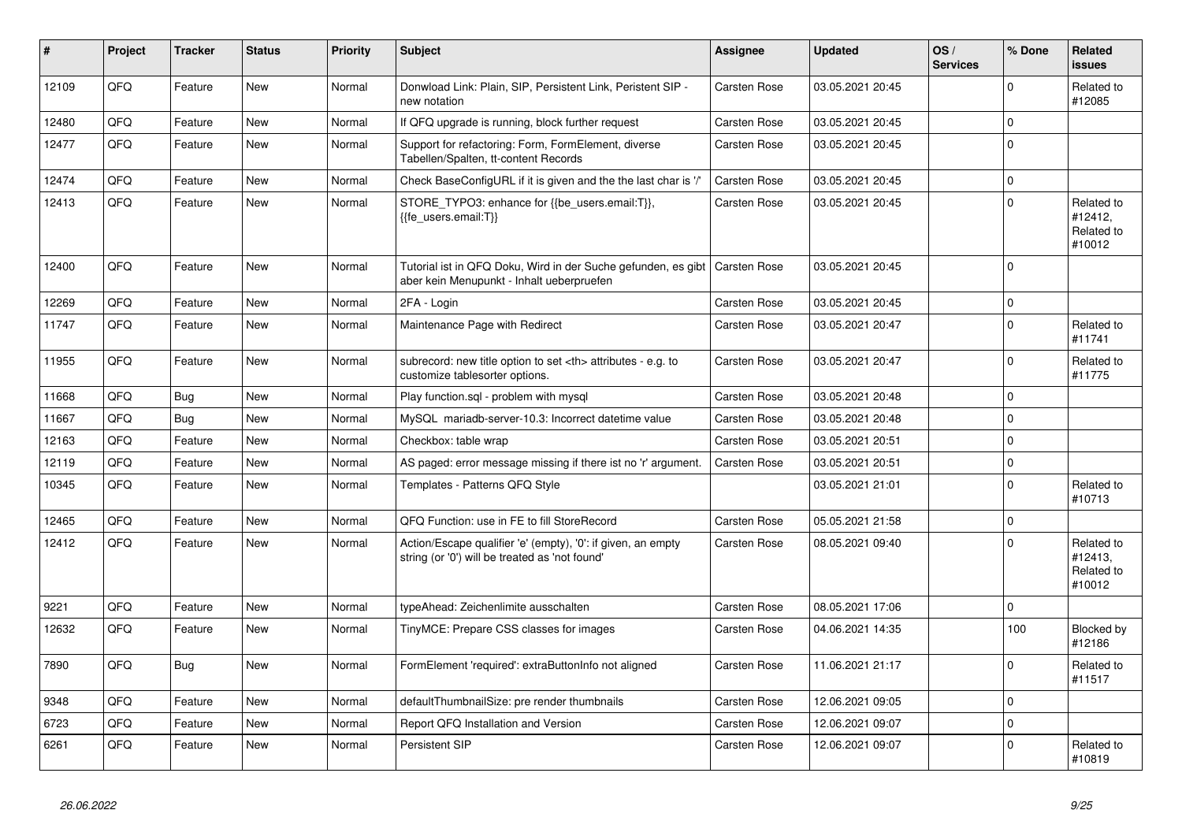| # | Project | Tracker | Status | Priority | Subject | Assignee | Updated | OS / Services | % Done | Related issues |
|---|---|---|---|---|---|---|---|---|---|---|
| 12109 | QFQ | Feature | New | Normal | Donwload Link: Plain, SIP, Persistent Link, Peristent SIP - new notation | Carsten Rose | 03.05.2021 20:45 | | 0 | Related to #12085 |
| 12480 | QFQ | Feature | New | Normal | If QFQ upgrade is running, block further request | Carsten Rose | 03.05.2021 20:45 | | 0 | |
| 12477 | QFQ | Feature | New | Normal | Support for refactoring: Form, FormElement, diverse Tabellen/Spalten, tt-content Records | Carsten Rose | 03.05.2021 20:45 | | 0 | |
| 12474 | QFQ | Feature | New | Normal | Check BaseConfigURL if it is given and the the last char is '/' | Carsten Rose | 03.05.2021 20:45 | | 0 | |
| 12413 | QFQ | Feature | New | Normal | STORE_TYPO3: enhance for {{be_users.email:T}}, {{fe_users.email:T}} | Carsten Rose | 03.05.2021 20:45 | | 0 | Related to #12412, Related to #10012 |
| 12400 | QFQ | Feature | New | Normal | Tutorial ist in QFQ Doku, Wird in der Suche gefunden, es gibt aber kein Menupunkt - Inhalt ueberpruefen | Carsten Rose | 03.05.2021 20:45 | | 0 | |
| 12269 | QFQ | Feature | New | Normal | 2FA - Login | Carsten Rose | 03.05.2021 20:45 | | 0 | |
| 11747 | QFQ | Feature | New | Normal | Maintenance Page with Redirect | Carsten Rose | 03.05.2021 20:47 | | 0 | Related to #11741 |
| 11955 | QFQ | Feature | New | Normal | subrecord: new title option to set <th> attributes - e.g. to customize tablesorter options. | Carsten Rose | 03.05.2021 20:47 | | 0 | Related to #11775 |
| 11668 | QFQ | Bug | New | Normal | Play function.sql - problem with mysql | Carsten Rose | 03.05.2021 20:48 | | 0 | |
| 11667 | QFQ | Bug | New | Normal | MySQL mariadb-server-10.3: Incorrect datetime value | Carsten Rose | 03.05.2021 20:48 | | 0 | |
| 12163 | QFQ | Feature | New | Normal | Checkbox: table wrap | Carsten Rose | 03.05.2021 20:51 | | 0 | |
| 12119 | QFQ | Feature | New | Normal | AS paged: error message missing if there ist no 'r' argument. | Carsten Rose | 03.05.2021 20:51 | | 0 | |
| 10345 | QFQ | Feature | New | Normal | Templates - Patterns QFQ Style | | 03.05.2021 21:01 | | 0 | Related to #10713 |
| 12465 | QFQ | Feature | New | Normal | QFQ Function: use in FE to fill StoreRecord | Carsten Rose | 05.05.2021 21:58 | | 0 | |
| 12412 | QFQ | Feature | New | Normal | Action/Escape qualifier 'e' (empty), '0': if given, an empty string (or '0') will be treated as 'not found' | Carsten Rose | 08.05.2021 09:40 | | 0 | Related to #12413, Related to #10012 |
| 9221 | QFQ | Feature | New | Normal | typeAhead: Zeichenlimite ausschalten | Carsten Rose | 08.05.2021 17:06 | | 0 | |
| 12632 | QFQ | Feature | New | Normal | TinyMCE: Prepare CSS classes for images | Carsten Rose | 04.06.2021 14:35 | | 100 | Blocked by #12186 |
| 7890 | QFQ | Bug | New | Normal | FormElement 'required': extraButtonInfo not aligned | Carsten Rose | 11.06.2021 21:17 | | 0 | Related to #11517 |
| 9348 | QFQ | Feature | New | Normal | defaultThumbnailSize: pre render thumbnails | Carsten Rose | 12.06.2021 09:05 | | 0 | |
| 6723 | QFQ | Feature | New | Normal | Report QFQ Installation and Version | Carsten Rose | 12.06.2021 09:07 | | 0 | |
| 6261 | QFQ | Feature | New | Normal | Persistent SIP | Carsten Rose | 12.06.2021 09:07 | | 0 | Related to #10819 |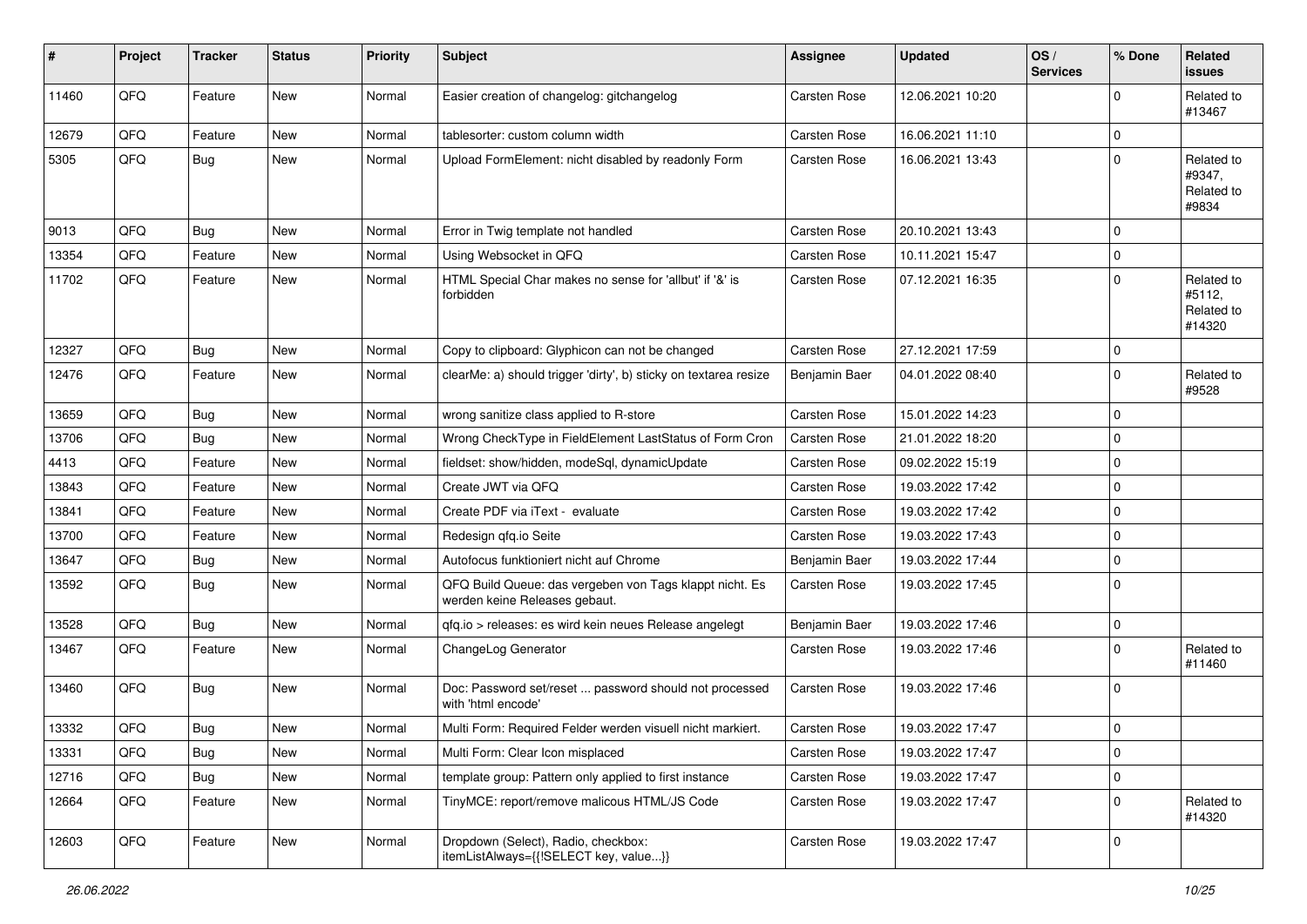| # | Project | Tracker | Status | Priority | Subject | Assignee | Updated | OS / Services | % Done | Related issues |
|---|---|---|---|---|---|---|---|---|---|---|
| 11460 | QFQ | Feature | New | Normal | Easier creation of changelog: gitchangelog | Carsten Rose | 12.06.2021 10:20 | | 0 | Related to #13467 |
| 12679 | QFQ | Feature | New | Normal | tablesorter: custom column width | Carsten Rose | 16.06.2021 11:10 | | 0 | |
| 5305 | QFQ | Bug | New | Normal | Upload FormElement: nicht disabled by readonly Form | Carsten Rose | 16.06.2021 13:43 | | 0 | Related to #9347, Related to #9834 |
| 9013 | QFQ | Bug | New | Normal | Error in Twig template not handled | Carsten Rose | 20.10.2021 13:43 | | 0 | |
| 13354 | QFQ | Feature | New | Normal | Using Websocket in QFQ | Carsten Rose | 10.11.2021 15:47 | | 0 | |
| 11702 | QFQ | Feature | New | Normal | HTML Special Char makes no sense for 'allbut' if '&' is forbidden | Carsten Rose | 07.12.2021 16:35 | | 0 | Related to #5112, Related to #14320 |
| 12327 | QFQ | Bug | New | Normal | Copy to clipboard: Glyphicon can not be changed | Carsten Rose | 27.12.2021 17:59 | | 0 | |
| 12476 | QFQ | Feature | New | Normal | clearMe: a) should trigger 'dirty', b) sticky on textarea resize | Benjamin Baer | 04.01.2022 08:40 | | 0 | Related to #9528 |
| 13659 | QFQ | Bug | New | Normal | wrong sanitize class applied to R-store | Carsten Rose | 15.01.2022 14:23 | | 0 | |
| 13706 | QFQ | Bug | New | Normal | Wrong CheckType in FieldElement LastStatus of Form Cron | Carsten Rose | 21.01.2022 18:20 | | 0 | |
| 4413 | QFQ | Feature | New | Normal | fieldset: show/hidden, modeSql, dynamicUpdate | Carsten Rose | 09.02.2022 15:19 | | 0 | |
| 13843 | QFQ | Feature | New | Normal | Create JWT via QFQ | Carsten Rose | 19.03.2022 17:42 | | 0 | |
| 13841 | QFQ | Feature | New | Normal | Create PDF via iText - evaluate | Carsten Rose | 19.03.2022 17:42 | | 0 | |
| 13700 | QFQ | Feature | New | Normal | Redesign qfq.io Seite | Carsten Rose | 19.03.2022 17:43 | | 0 | |
| 13647 | QFQ | Bug | New | Normal | Autofocus funktioniert nicht auf Chrome | Benjamin Baer | 19.03.2022 17:44 | | 0 | |
| 13592 | QFQ | Bug | New | Normal | QFQ Build Queue: das vergeben von Tags klappt nicht. Es werden keine Releases gebaut. | Carsten Rose | 19.03.2022 17:45 | | 0 | |
| 13528 | QFQ | Bug | New | Normal | qfq.io > releases: es wird kein neues Release angelegt | Benjamin Baer | 19.03.2022 17:46 | | 0 | |
| 13467 | QFQ | Feature | New | Normal | ChangeLog Generator | Carsten Rose | 19.03.2022 17:46 | | 0 | Related to #11460 |
| 13460 | QFQ | Bug | New | Normal | Doc: Password set/reset ... password should not processed with 'html encode' | Carsten Rose | 19.03.2022 17:46 | | 0 | |
| 13332 | QFQ | Bug | New | Normal | Multi Form: Required Felder werden visuell nicht markiert. | Carsten Rose | 19.03.2022 17:47 | | 0 | |
| 13331 | QFQ | Bug | New | Normal | Multi Form: Clear Icon misplaced | Carsten Rose | 19.03.2022 17:47 | | 0 | |
| 12716 | QFQ | Bug | New | Normal | template group: Pattern only applied to first instance | Carsten Rose | 19.03.2022 17:47 | | 0 | |
| 12664 | QFQ | Feature | New | Normal | TinyMCE: report/remove malicous HTML/JS Code | Carsten Rose | 19.03.2022 17:47 | | 0 | Related to #14320 |
| 12603 | QFQ | Feature | New | Normal | Dropdown (Select), Radio, checkbox: itemListAlways={{!SELECT key, value...}} | Carsten Rose | 19.03.2022 17:47 | | 0 | |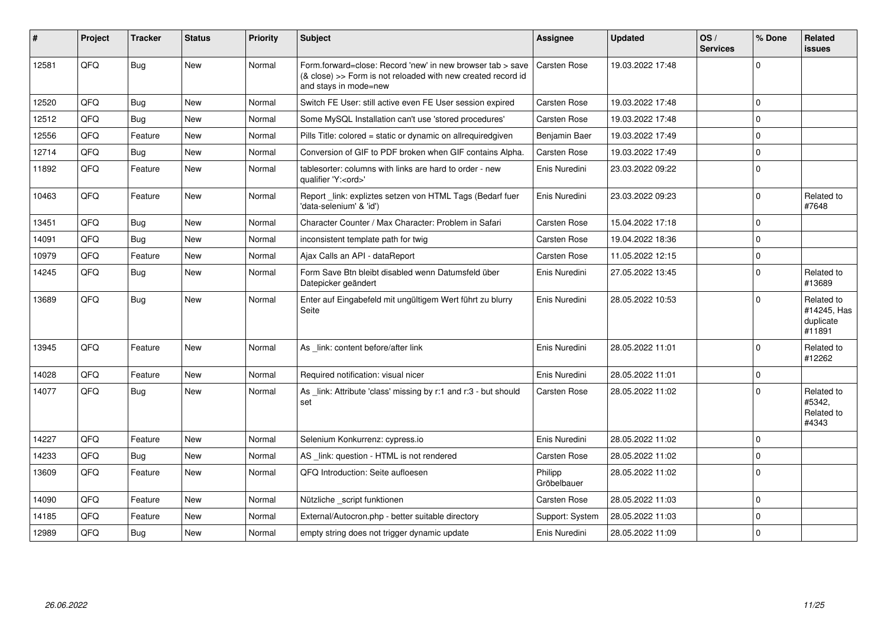| # | Project | Tracker | Status | Priority | Subject | Assignee | Updated | OS / Services | % Done | Related issues |
|---|---|---|---|---|---|---|---|---|---|---|
| 12581 | QFQ | Bug | New | Normal | Form.forward=close: Record 'new' in new browser tab > save (& close) >> Form is not reloaded with new created record id and stays in mode=new | Carsten Rose | 19.03.2022 17:48 | | 0 | |
| 12520 | QFQ | Bug | New | Normal | Switch FE User: still active even FE User session expired | Carsten Rose | 19.03.2022 17:48 | | 0 | |
| 12512 | QFQ | Bug | New | Normal | Some MySQL Installation can't use 'stored procedures' | Carsten Rose | 19.03.2022 17:48 | | 0 | |
| 12556 | QFQ | Feature | New | Normal | Pills Title: colored = static or dynamic on allrequiredgiven | Benjamin Baer | 19.03.2022 17:49 | | 0 | |
| 12714 | QFQ | Bug | New | Normal | Conversion of GIF to PDF broken when GIF contains Alpha. | Carsten Rose | 19.03.2022 17:49 | | 0 | |
| 11892 | QFQ | Feature | New | Normal | tablesorter: columns with links are hard to order - new qualifier 'Y:<ord>' | Enis Nuredini | 23.03.2022 09:22 | | 0 | |
| 10463 | QFQ | Feature | New | Normal | Report _link: expliztes setzen von HTML Tags (Bedarf fuer 'data-selenium' & 'id') | Enis Nuredini | 23.03.2022 09:23 | | 0 | Related to #7648 |
| 13451 | QFQ | Bug | New | Normal | Character Counter / Max Character: Problem in Safari | Carsten Rose | 15.04.2022 17:18 | | 0 | |
| 14091 | QFQ | Bug | New | Normal | inconsistent template path for twig | Carsten Rose | 19.04.2022 18:36 | | 0 | |
| 10979 | QFQ | Feature | New | Normal | Ajax Calls an API - dataReport | Carsten Rose | 11.05.2022 12:15 | | 0 | |
| 14245 | QFQ | Bug | New | Normal | Form Save Btn bleibt disabled wenn Datumsfeld über Datepicker geändert | Enis Nuredini | 27.05.2022 13:45 | | 0 | Related to #13689 |
| 13689 | QFQ | Bug | New | Normal | Enter auf Eingabefeld mit ungültigem Wert führt zu blurry Seite | Enis Nuredini | 28.05.2022 10:53 | | 0 | Related to #14245, Has duplicate #11891 |
| 13945 | QFQ | Feature | New | Normal | As _link: content before/after link | Enis Nuredini | 28.05.2022 11:01 | | 0 | Related to #12262 |
| 14028 | QFQ | Feature | New | Normal | Required notification: visual nicer | Enis Nuredini | 28.05.2022 11:01 | | 0 | |
| 14077 | QFQ | Bug | New | Normal | As _link: Attribute 'class' missing by r:1 and r:3 - but should set | Carsten Rose | 28.05.2022 11:02 | | 0 | Related to #5342, Related to #4343 |
| 14227 | QFQ | Feature | New | Normal | Selenium Konkurrenz: cypress.io | Enis Nuredini | 28.05.2022 11:02 | | 0 | |
| 14233 | QFQ | Bug | New | Normal | AS _link: question - HTML is not rendered | Carsten Rose | 28.05.2022 11:02 | | 0 | |
| 13609 | QFQ | Feature | New | Normal | QFQ Introduction: Seite aufloesen | Philipp Gröbelbauer | 28.05.2022 11:02 | | 0 | |
| 14090 | QFQ | Feature | New | Normal | Nützliche _script funktionen | Carsten Rose | 28.05.2022 11:03 | | 0 | |
| 14185 | QFQ | Feature | New | Normal | External/Autocron.php - better suitable directory | Support: System | 28.05.2022 11:03 | | 0 | |
| 12989 | QFQ | Bug | New | Normal | empty string does not trigger dynamic update | Enis Nuredini | 28.05.2022 11:09 | | 0 | |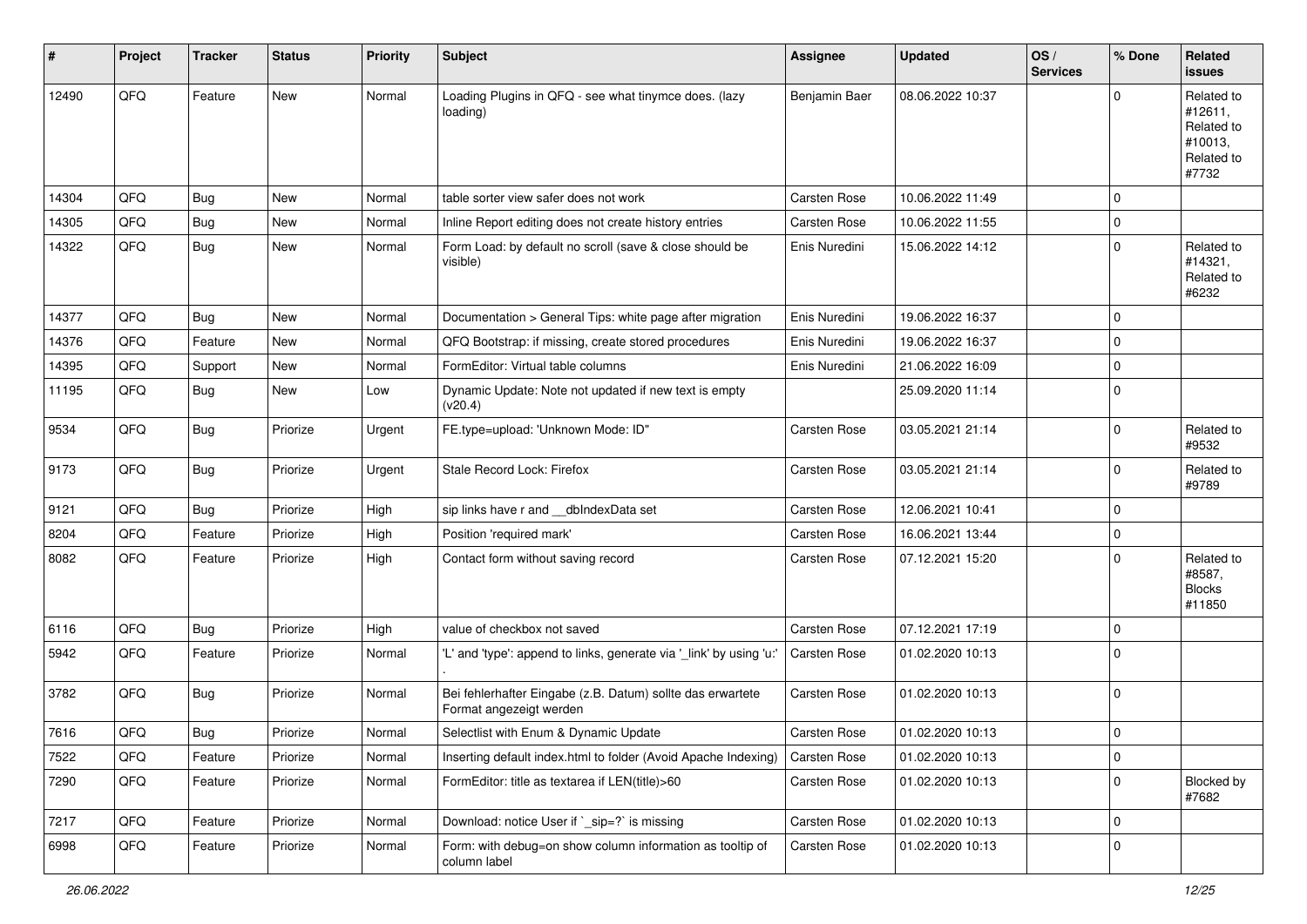| # | Project | Tracker | Status | Priority | Subject | Assignee | Updated | OS / Services | % Done | Related issues |
|---|---|---|---|---|---|---|---|---|---|---|
| 12490 | QFQ | Feature | New | Normal | Loading Plugins in QFQ - see what tinymce does. (lazy loading) | Benjamin Baer | 08.06.2022 10:37 | | 0 | Related to #12611, Related to #10013, Related to #7732 |
| 14304 | QFQ | Bug | New | Normal | table sorter view safer does not work | Carsten Rose | 10.06.2022 11:49 | | 0 | |
| 14305 | QFQ | Bug | New | Normal | Inline Report editing does not create history entries | Carsten Rose | 10.06.2022 11:55 | | 0 | |
| 14322 | QFQ | Bug | New | Normal | Form Load: by default no scroll (save & close should be visible) | Enis Nuredini | 15.06.2022 14:12 | | 0 | Related to #14321, Related to #6232 |
| 14377 | QFQ | Bug | New | Normal | Documentation > General Tips: white page after migration | Enis Nuredini | 19.06.2022 16:37 | | 0 | |
| 14376 | QFQ | Feature | New | Normal | QFQ Bootstrap: if missing, create stored procedures | Enis Nuredini | 19.06.2022 16:37 | | 0 | |
| 14395 | QFQ | Support | New | Normal | FormEditor: Virtual table columns | Enis Nuredini | 21.06.2022 16:09 | | 0 | |
| 11195 | QFQ | Bug | New | Low | Dynamic Update: Note not updated if new text is empty (v20.4) | | 25.09.2020 11:14 | | 0 | |
| 9534 | QFQ | Bug | Priorize | Urgent | FE.type=upload: 'Unknown Mode: ID" | Carsten Rose | 03.05.2021 21:14 | | 0 | Related to #9532 |
| 9173 | QFQ | Bug | Priorize | Urgent | Stale Record Lock: Firefox | Carsten Rose | 03.05.2021 21:14 | | 0 | Related to #9789 |
| 9121 | QFQ | Bug | Priorize | High | sip links have r and __dbIndexData set | Carsten Rose | 12.06.2021 10:41 | | 0 | |
| 8204 | QFQ | Feature | Priorize | High | Position 'required mark' | Carsten Rose | 16.06.2021 13:44 | | 0 | |
| 8082 | QFQ | Feature | Priorize | High | Contact form without saving record | Carsten Rose | 07.12.2021 15:20 | | 0 | Related to #8587, Blocks #11850 |
| 6116 | QFQ | Bug | Priorize | High | value of checkbox not saved | Carsten Rose | 07.12.2021 17:19 | | 0 | |
| 5942 | QFQ | Feature | Priorize | Normal | 'L' and 'type': append to links, generate via '_link' by using 'u:' . | Carsten Rose | 01.02.2020 10:13 | | 0 | |
| 3782 | QFQ | Bug | Priorize | Normal | Bei fehlerhafter Eingabe (z.B. Datum) sollte das erwartete Format angezeigt werden | Carsten Rose | 01.02.2020 10:13 | | 0 | |
| 7616 | QFQ | Bug | Priorize | Normal | Selectlist with Enum & Dynamic Update | Carsten Rose | 01.02.2020 10:13 | | 0 | |
| 7522 | QFQ | Feature | Priorize | Normal | Inserting default index.html to folder (Avoid Apache Indexing) | Carsten Rose | 01.02.2020 10:13 | | 0 | |
| 7290 | QFQ | Feature | Priorize | Normal | FormEditor: title as textarea if LEN(title)>60 | Carsten Rose | 01.02.2020 10:13 | | 0 | Blocked by #7682 |
| 7217 | QFQ | Feature | Priorize | Normal | Download: notice User if `_sip=?` is missing | Carsten Rose | 01.02.2020 10:13 | | 0 | |
| 6998 | QFQ | Feature | Priorize | Normal | Form: with debug=on show column information as tooltip of column label | Carsten Rose | 01.02.2020 10:13 | | 0 | |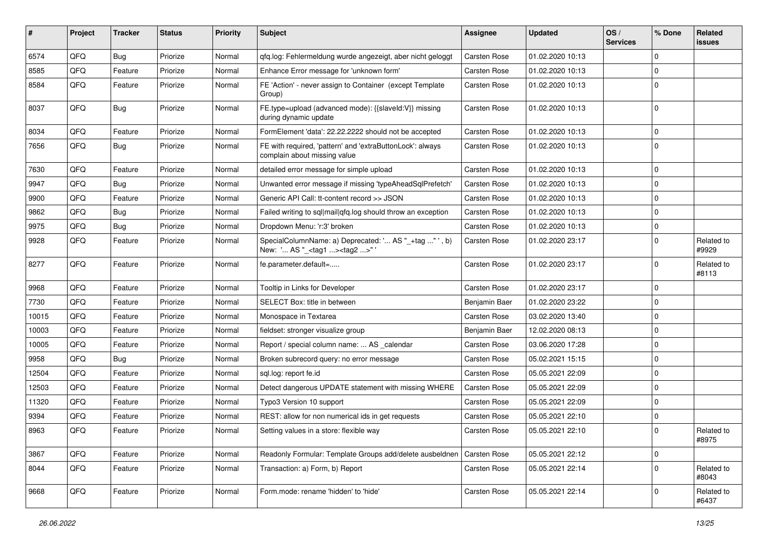| # | Project | Tracker | Status | Priority | Subject | Assignee | Updated | OS / Services | % Done | Related issues |
|---|---|---|---|---|---|---|---|---|---|---|
| 6574 | QFQ | Bug | Priorize | Normal | qfq.log: Fehlermeldung wurde angezeigt, aber nicht geloggt | Carsten Rose | 01.02.2020 10:13 | | 0 | |
| 8585 | QFQ | Feature | Priorize | Normal | Enhance Error message for 'unknown form' | Carsten Rose | 01.02.2020 10:13 | | 0 | |
| 8584 | QFQ | Feature | Priorize | Normal | FE 'Action' - never assign to Container (except Template Group) | Carsten Rose | 01.02.2020 10:13 | | 0 | |
| 8037 | QFQ | Bug | Priorize | Normal | FE.type=upload (advanced mode): {{slaveId:V}} missing during dynamic update | Carsten Rose | 01.02.2020 10:13 | | 0 | |
| 8034 | QFQ | Feature | Priorize | Normal | FormElement 'data': 22.22.2222 should not be accepted | Carsten Rose | 01.02.2020 10:13 | | 0 | |
| 7656 | QFQ | Bug | Priorize | Normal | FE with required, 'pattern' and 'extraButtonLock': always complain about missing value | Carsten Rose | 01.02.2020 10:13 | | 0 | |
| 7630 | QFQ | Feature | Priorize | Normal | detailed error message for simple upload | Carsten Rose | 01.02.2020 10:13 | | 0 | |
| 9947 | QFQ | Bug | Priorize | Normal | Unwanted error message if missing 'typeAheadSqlPrefetch' | Carsten Rose | 01.02.2020 10:13 | | 0 | |
| 9900 | QFQ | Feature | Priorize | Normal | Generic API Call: tt-content record >> JSON | Carsten Rose | 01.02.2020 10:13 | | 0 | |
| 9862 | QFQ | Bug | Priorize | Normal | Failed writing to sql\|mail\|qfq.log should throw an exception | Carsten Rose | 01.02.2020 10:13 | | 0 | |
| 9975 | QFQ | Bug | Priorize | Normal | Dropdown Menu: 'r:3' broken | Carsten Rose | 01.02.2020 10:13 | | 0 | |
| 9928 | QFQ | Feature | Priorize | Normal | SpecialColumnName: a) Deprecated: '... AS "_+tag ..." ', b) New: '... AS "_<tag1 ...><tag2 ...>" ' | Carsten Rose | 01.02.2020 23:17 | | 0 | Related to #9929 |
| 8277 | QFQ | Feature | Priorize | Normal | fe.parameter.default=..... | Carsten Rose | 01.02.2020 23:17 | | 0 | Related to #8113 |
| 9968 | QFQ | Feature | Priorize | Normal | Tooltip in Links for Developer | Carsten Rose | 01.02.2020 23:17 | | 0 | |
| 7730 | QFQ | Feature | Priorize | Normal | SELECT Box: title in between | Benjamin Baer | 01.02.2020 23:22 | | 0 | |
| 10015 | QFQ | Feature | Priorize | Normal | Monospace in Textarea | Carsten Rose | 03.02.2020 13:40 | | 0 | |
| 10003 | QFQ | Feature | Priorize | Normal | fieldset: stronger visualize group | Benjamin Baer | 12.02.2020 08:13 | | 0 | |
| 10005 | QFQ | Feature | Priorize | Normal | Report / special column name: ... AS _calendar | Carsten Rose | 03.06.2020 17:28 | | 0 | |
| 9958 | QFQ | Bug | Priorize | Normal | Broken subrecord query: no error message | Carsten Rose | 05.02.2021 15:15 | | 0 | |
| 12504 | QFQ | Feature | Priorize | Normal | sql.log: report fe.id | Carsten Rose | 05.05.2021 22:09 | | 0 | |
| 12503 | QFQ | Feature | Priorize | Normal | Detect dangerous UPDATE statement with missing WHERE | Carsten Rose | 05.05.2021 22:09 | | 0 | |
| 11320 | QFQ | Feature | Priorize | Normal | Typo3 Version 10 support | Carsten Rose | 05.05.2021 22:09 | | 0 | |
| 9394 | QFQ | Feature | Priorize | Normal | REST: allow for non numerical ids in get requests | Carsten Rose | 05.05.2021 22:10 | | 0 | |
| 8963 | QFQ | Feature | Priorize | Normal | Setting values in a store: flexible way | Carsten Rose | 05.05.2021 22:10 | | 0 | Related to #8975 |
| 3867 | QFQ | Feature | Priorize | Normal | Readonly Formular: Template Groups add/delete ausbeldnen | Carsten Rose | 05.05.2021 22:12 | | 0 | |
| 8044 | QFQ | Feature | Priorize | Normal | Transaction: a) Form, b) Report | Carsten Rose | 05.05.2021 22:14 | | 0 | Related to #8043 |
| 9668 | QFQ | Feature | Priorize | Normal | Form.mode: rename 'hidden' to 'hide' | Carsten Rose | 05.05.2021 22:14 | | 0 | Related to #6437 |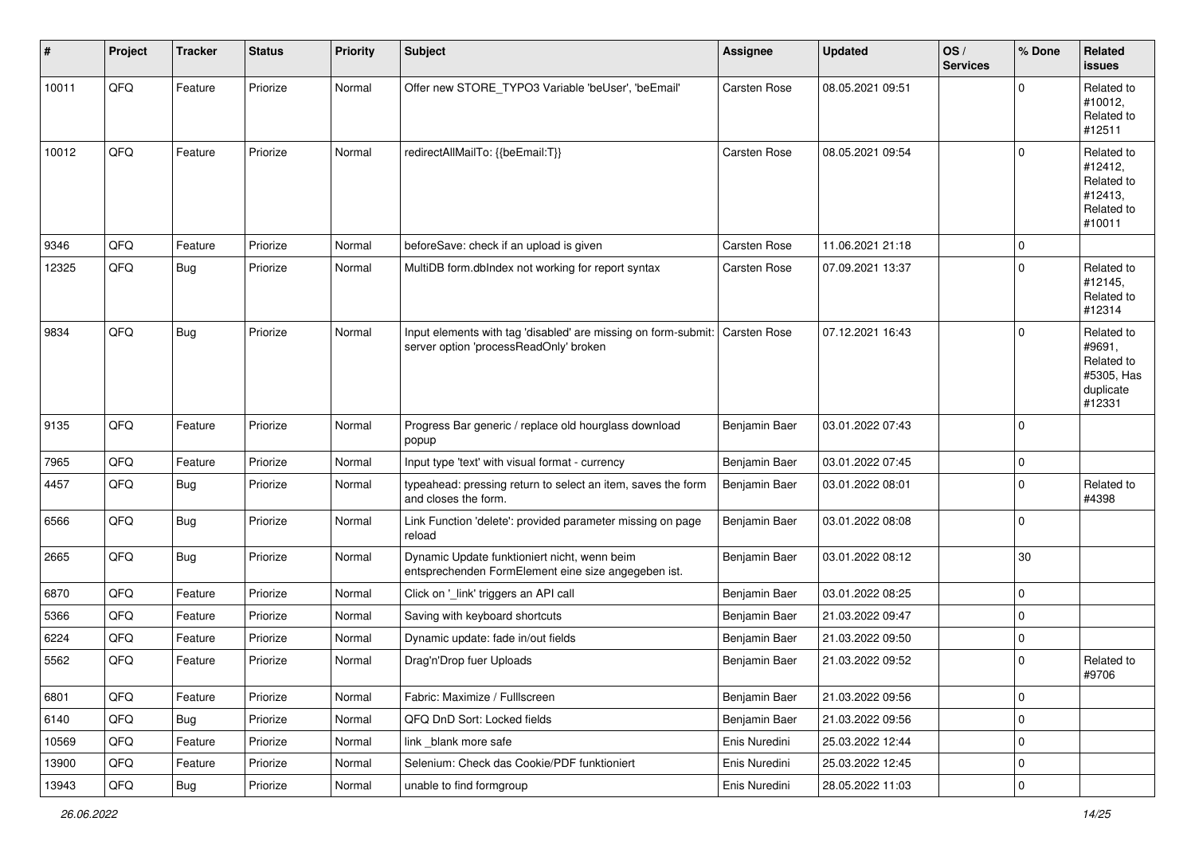| # | Project | Tracker | Status | Priority | Subject | Assignee | Updated | OS / Services | % Done | Related issues |
|---|---|---|---|---|---|---|---|---|---|---|
| 10011 | QFQ | Feature | Priorize | Normal | Offer new STORE_TYPO3 Variable 'beUser', 'beEmail' | Carsten Rose | 08.05.2021 09:51 | | 0 | Related to #10012, Related to #12511 |
| 10012 | QFQ | Feature | Priorize | Normal | redirectAllMailTo: {{beEmail:T}} | Carsten Rose | 08.05.2021 09:54 | | 0 | Related to #12412, Related to #12413, Related to #10011 |
| 9346 | QFQ | Feature | Priorize | Normal | beforeSave: check if an upload is given | Carsten Rose | 11.06.2021 21:18 | | 0 | |
| 12325 | QFQ | Bug | Priorize | Normal | MultiDB form.dbIndex not working for report syntax | Carsten Rose | 07.09.2021 13:37 | | 0 | Related to #12145, Related to #12314 |
| 9834 | QFQ | Bug | Priorize | Normal | Input elements with tag 'disabled' are missing on form-submit: server option 'processReadOnly' broken | Carsten Rose | 07.12.2021 16:43 | | 0 | Related to #9691, Related to #5305, Has duplicate #12331 |
| 9135 | QFQ | Feature | Priorize | Normal | Progress Bar generic / replace old hourglass download popup | Benjamin Baer | 03.01.2022 07:43 | | 0 | |
| 7965 | QFQ | Feature | Priorize | Normal | Input type 'text' with visual format - currency | Benjamin Baer | 03.01.2022 07:45 | | 0 | |
| 4457 | QFQ | Bug | Priorize | Normal | typeahead: pressing return to select an item, saves the form and closes the form. | Benjamin Baer | 03.01.2022 08:01 | | 0 | Related to #4398 |
| 6566 | QFQ | Bug | Priorize | Normal | Link Function 'delete': provided parameter missing on page reload | Benjamin Baer | 03.01.2022 08:08 | | 0 | |
| 2665 | QFQ | Bug | Priorize | Normal | Dynamic Update funktioniert nicht, wenn beim entsprechenden FormElement eine size angegeben ist. | Benjamin Baer | 03.01.2022 08:12 | | 30 | |
| 6870 | QFQ | Feature | Priorize | Normal | Click on '_link' triggers an API call | Benjamin Baer | 03.01.2022 08:25 | | 0 | |
| 5366 | QFQ | Feature | Priorize | Normal | Saving with keyboard shortcuts | Benjamin Baer | 21.03.2022 09:47 | | 0 | |
| 6224 | QFQ | Feature | Priorize | Normal | Dynamic update: fade in/out fields | Benjamin Baer | 21.03.2022 09:50 | | 0 | |
| 5562 | QFQ | Feature | Priorize | Normal | Drag'n'Drop fuer Uploads | Benjamin Baer | 21.03.2022 09:52 | | 0 | Related to #9706 |
| 6801 | QFQ | Feature | Priorize | Normal | Fabric: Maximize / FullIscreen | Benjamin Baer | 21.03.2022 09:56 | | 0 | |
| 6140 | QFQ | Bug | Priorize | Normal | QFQ DnD Sort: Locked fields | Benjamin Baer | 21.03.2022 09:56 | | 0 | |
| 10569 | QFQ | Feature | Priorize | Normal | link _blank more safe | Enis Nuredini | 25.03.2022 12:44 | | 0 | |
| 13900 | QFQ | Feature | Priorize | Normal | Selenium: Check das Cookie/PDF funktioniert | Enis Nuredini | 25.03.2022 12:45 | | 0 | |
| 13943 | QFQ | Bug | Priorize | Normal | unable to find formgroup | Enis Nuredini | 28.05.2022 11:03 | | 0 | |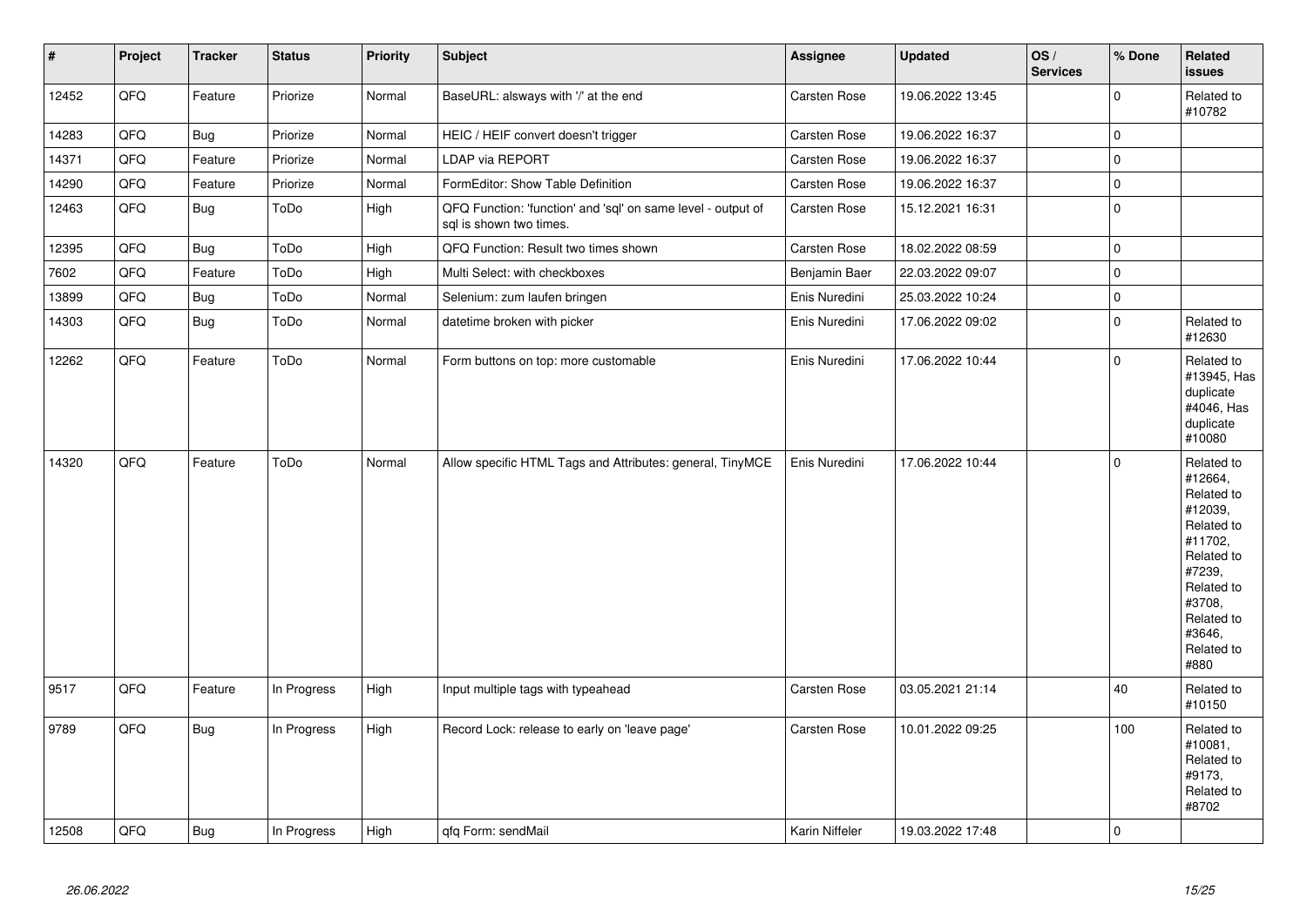| # | Project | Tracker | Status | Priority | Subject | Assignee | Updated | OS / Services | % Done | Related issues |
|---|---|---|---|---|---|---|---|---|---|---|
| 12452 | QFQ | Feature | Priorize | Normal | BaseURL: alsways with '/' at the end | Carsten Rose | 19.06.2022 13:45 | | 0 | Related to #10782 |
| 14283 | QFQ | Bug | Priorize | Normal | HEIC / HEIF convert doesn't trigger | Carsten Rose | 19.06.2022 16:37 | | 0 | |
| 14371 | QFQ | Feature | Priorize | Normal | LDAP via REPORT | Carsten Rose | 19.06.2022 16:37 | | 0 | |
| 14290 | QFQ | Feature | Priorize | Normal | FormEditor: Show Table Definition | Carsten Rose | 19.06.2022 16:37 | | 0 | |
| 12463 | QFQ | Bug | ToDo | High | QFQ Function: 'function' and 'sql' on same level - output of sql is shown two times. | Carsten Rose | 15.12.2021 16:31 | | 0 | |
| 12395 | QFQ | Bug | ToDo | High | QFQ Function: Result two times shown | Carsten Rose | 18.02.2022 08:59 | | 0 | |
| 7602 | QFQ | Feature | ToDo | High | Multi Select: with checkboxes | Benjamin Baer | 22.03.2022 09:07 | | 0 | |
| 13899 | QFQ | Bug | ToDo | Normal | Selenium: zum laufen bringen | Enis Nuredini | 25.03.2022 10:24 | | 0 | |
| 14303 | QFQ | Bug | ToDo | Normal | datetime broken with picker | Enis Nuredini | 17.06.2022 09:02 | | 0 | Related to #12630 |
| 12262 | QFQ | Feature | ToDo | Normal | Form buttons on top: more customable | Enis Nuredini | 17.06.2022 10:44 | | 0 | Related to #13945, Has duplicate #4046, Has duplicate #10080 |
| 14320 | QFQ | Feature | ToDo | Normal | Allow specific HTML Tags and Attributes: general, TinyMCE | Enis Nuredini | 17.06.2022 10:44 | | 0 | Related to #12664, Related to #12039, Related to #11702, Related to #7239, Related to #3708, Related to #3646, Related to #880 |
| 9517 | QFQ | Feature | In Progress | High | Input multiple tags with typeahead | Carsten Rose | 03.05.2021 21:14 | | 40 | Related to #10150 |
| 9789 | QFQ | Bug | In Progress | High | Record Lock: release to early on 'leave page' | Carsten Rose | 10.01.2022 09:25 | | 100 | Related to #10081, Related to #9173, Related to #8702 |
| 12508 | QFQ | Bug | In Progress | High | qfq Form: sendMail | Karin Niffeler | 19.03.2022 17:48 | | 0 | |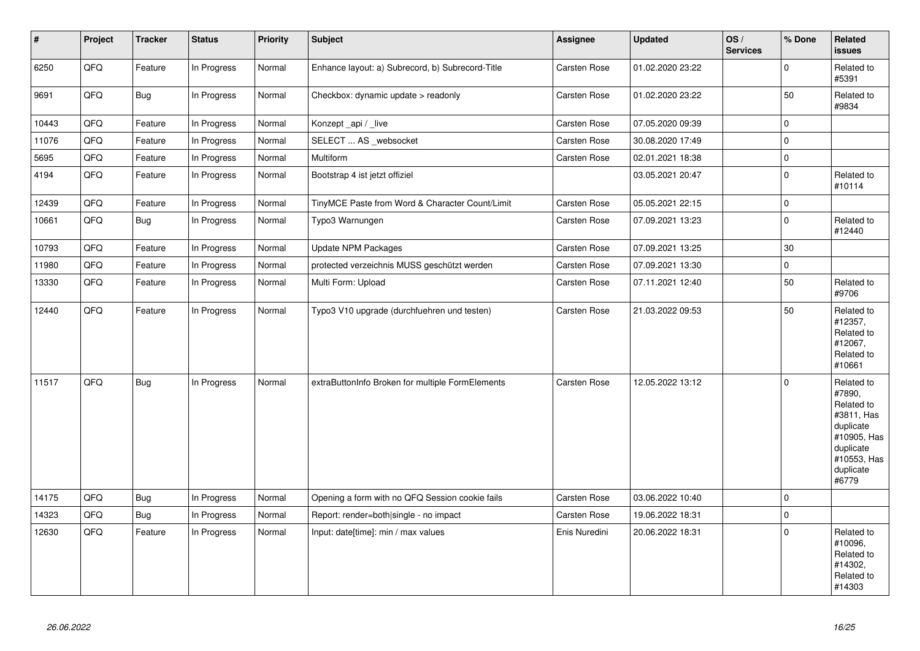| # | Project | Tracker | Status | Priority | Subject | Assignee | Updated | OS / Services | % Done | Related issues |
|---|---|---|---|---|---|---|---|---|---|---|
| 6250 | QFQ | Feature | In Progress | Normal | Enhance layout: a) Subrecord, b) Subrecord-Title | Carsten Rose | 01.02.2020 23:22 | | 0 | Related to #5391 |
| 9691 | QFQ | Bug | In Progress | Normal | Checkbox: dynamic update > readonly | Carsten Rose | 01.02.2020 23:22 | | 50 | Related to #9834 |
| 10443 | QFQ | Feature | In Progress | Normal | Konzept _api / _live | Carsten Rose | 07.05.2020 09:39 | | 0 | |
| 11076 | QFQ | Feature | In Progress | Normal | SELECT ... AS _websocket | Carsten Rose | 30.08.2020 17:49 | | 0 | |
| 5695 | QFQ | Feature | In Progress | Normal | Multiform | Carsten Rose | 02.01.2021 18:38 | | 0 | |
| 4194 | QFQ | Feature | In Progress | Normal | Bootstrap 4 ist jetzt offiziel | | 03.05.2021 20:47 | | 0 | Related to #10114 |
| 12439 | QFQ | Feature | In Progress | Normal | TinyMCE Paste from Word & Character Count/Limit | Carsten Rose | 05.05.2021 22:15 | | 0 | |
| 10661 | QFQ | Bug | In Progress | Normal | Typo3 Warnungen | Carsten Rose | 07.09.2021 13:23 | | 0 | Related to #12440 |
| 10793 | QFQ | Feature | In Progress | Normal | Update NPM Packages | Carsten Rose | 07.09.2021 13:25 | | 30 | |
| 11980 | QFQ | Feature | In Progress | Normal | protected verzeichnis MUSS geschützt werden | Carsten Rose | 07.09.2021 13:30 | | 0 | |
| 13330 | QFQ | Feature | In Progress | Normal | Multi Form: Upload | Carsten Rose | 07.11.2021 12:40 | | 50 | Related to #9706 |
| 12440 | QFQ | Feature | In Progress | Normal | Typo3 V10 upgrade (durchfuehren und testen) | Carsten Rose | 21.03.2022 09:53 | | 50 | Related to #12357, Related to #12067, Related to #10661 |
| 11517 | QFQ | Bug | In Progress | Normal | extraButtonInfo Broken for multiple FormElements | Carsten Rose | 12.05.2022 13:12 | | 0 | Related to #7890, Related to #3811, Has duplicate #10905, Has duplicate #10553, Has duplicate #6779 |
| 14175 | QFQ | Bug | In Progress | Normal | Opening a form with no QFQ Session cookie fails | Carsten Rose | 03.06.2022 10:40 | | 0 | |
| 14323 | QFQ | Bug | In Progress | Normal | Report: render=both\|single - no impact | Carsten Rose | 19.06.2022 18:31 | | 0 | |
| 12630 | QFQ | Feature | In Progress | Normal | Input: date[time]: min / max values | Enis Nuredini | 20.06.2022 18:31 | | 0 | Related to #10096, Related to #14302, Related to #14303 |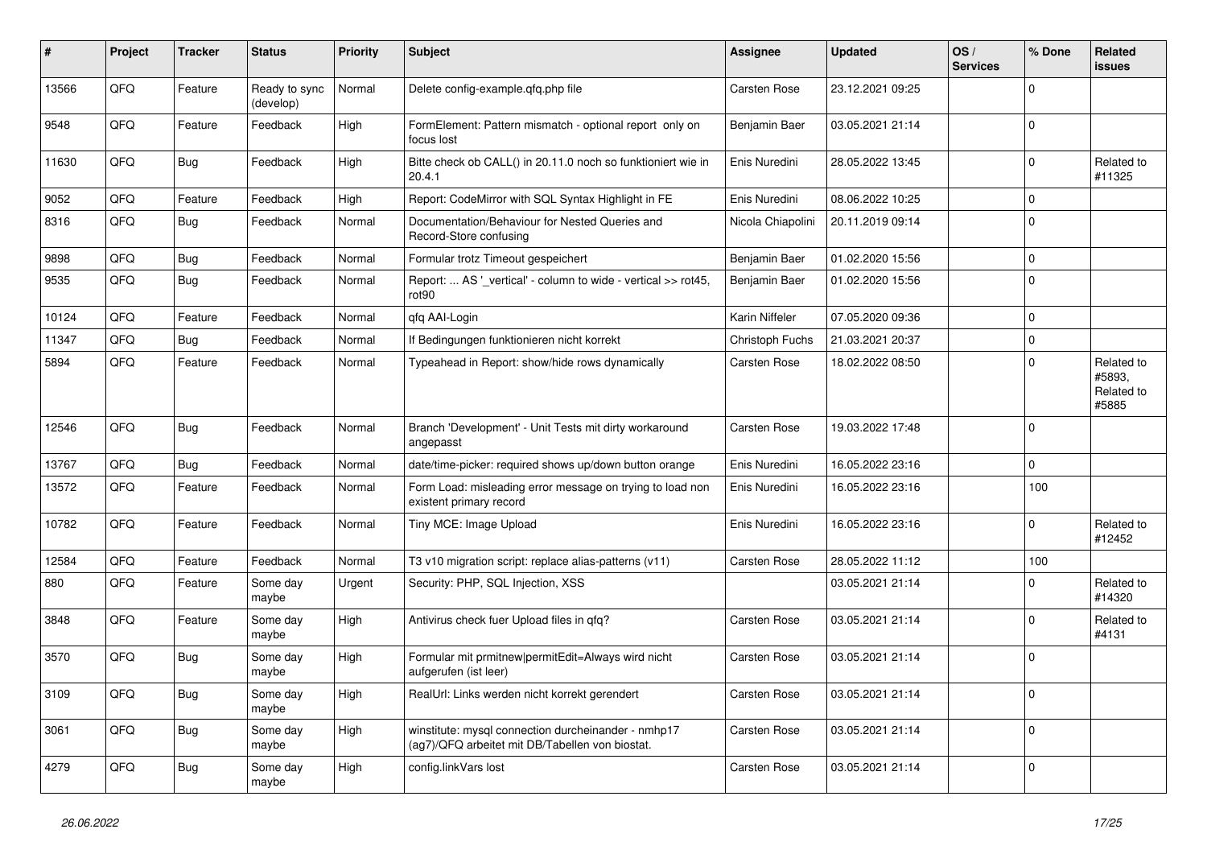| # | Project | Tracker | Status | Priority | Subject | Assignee | Updated | OS / Services | % Done | Related issues |
|---|---|---|---|---|---|---|---|---|---|---|
| 13566 | QFQ | Feature | Ready to sync (develop) | Normal | Delete config-example.qfq.php file | Carsten Rose | 23.12.2021 09:25 | | 0 | |
| 9548 | QFQ | Feature | Feedback | High | FormElement: Pattern mismatch - optional report only on focus lost | Benjamin Baer | 03.05.2021 21:14 | | 0 | |
| 11630 | QFQ | Bug | Feedback | High | Bitte check ob CALL() in 20.11.0 noch so funktioniert wie in 20.4.1 | Enis Nuredini | 28.05.2022 13:45 | | 0 | Related to #11325 |
| 9052 | QFQ | Feature | Feedback | High | Report: CodeMirror with SQL Syntax Highlight in FE | Enis Nuredini | 08.06.2022 10:25 | | 0 | |
| 8316 | QFQ | Bug | Feedback | Normal | Documentation/Behaviour for Nested Queries and Record-Store confusing | Nicola Chiapolini | 20.11.2019 09:14 | | 0 | |
| 9898 | QFQ | Bug | Feedback | Normal | Formular trotz Timeout gespeichert | Benjamin Baer | 01.02.2020 15:56 | | 0 | |
| 9535 | QFQ | Bug | Feedback | Normal | Report: ... AS '_vertical' - column to wide - vertical >> rot45, rot90 | Benjamin Baer | 01.02.2020 15:56 | | 0 | |
| 10124 | QFQ | Feature | Feedback | Normal | qfq AAI-Login | Karin Niffeler | 07.05.2020 09:36 | | 0 | |
| 11347 | QFQ | Bug | Feedback | Normal | If Bedingungen funktionieren nicht korrekt | Christoph Fuchs | 21.03.2021 20:37 | | 0 | |
| 5894 | QFQ | Feature | Feedback | Normal | Typeahead in Report: show/hide rows dynamically | Carsten Rose | 18.02.2022 08:50 | | 0 | Related to #5893, Related to #5885 |
| 12546 | QFQ | Bug | Feedback | Normal | Branch 'Development' - Unit Tests mit dirty workaround angepasst | Carsten Rose | 19.03.2022 17:48 | | 0 | |
| 13767 | QFQ | Bug | Feedback | Normal | date/time-picker: required shows up/down button orange | Enis Nuredini | 16.05.2022 23:16 | | 0 | |
| 13572 | QFQ | Feature | Feedback | Normal | Form Load: misleading error message on trying to load non existent primary record | Enis Nuredini | 16.05.2022 23:16 | | 100 | |
| 10782 | QFQ | Feature | Feedback | Normal | Tiny MCE: Image Upload | Enis Nuredini | 16.05.2022 23:16 | | 0 | Related to #12452 |
| 12584 | QFQ | Feature | Feedback | Normal | T3 v10 migration script: replace alias-patterns (v11) | Carsten Rose | 28.05.2022 11:12 | | 100 | |
| 880 | QFQ | Feature | Some day maybe | Urgent | Security: PHP, SQL Injection, XSS | | 03.05.2021 21:14 | | 0 | Related to #14320 |
| 3848 | QFQ | Feature | Some day maybe | High | Antivirus check fuer Upload files in qfq? | Carsten Rose | 03.05.2021 21:14 | | 0 | Related to #4131 |
| 3570 | QFQ | Bug | Some day maybe | High | Formular mit prmitnew\|permitEdit=Always wird nicht aufgerufen (ist leer) | Carsten Rose | 03.05.2021 21:14 | | 0 | |
| 3109 | QFQ | Bug | Some day maybe | High | RealUrl: Links werden nicht korrekt gerendert | Carsten Rose | 03.05.2021 21:14 | | 0 | |
| 3061 | QFQ | Bug | Some day maybe | High | winstitute: mysql connection durcheinander - nmhp17 (ag7)/QFQ arbeitet mit DB/Tabellen von biostat. | Carsten Rose | 03.05.2021 21:14 | | 0 | |
| 4279 | QFQ | Bug | Some day maybe | High | config.linkVars lost | Carsten Rose | 03.05.2021 21:14 | | 0 | |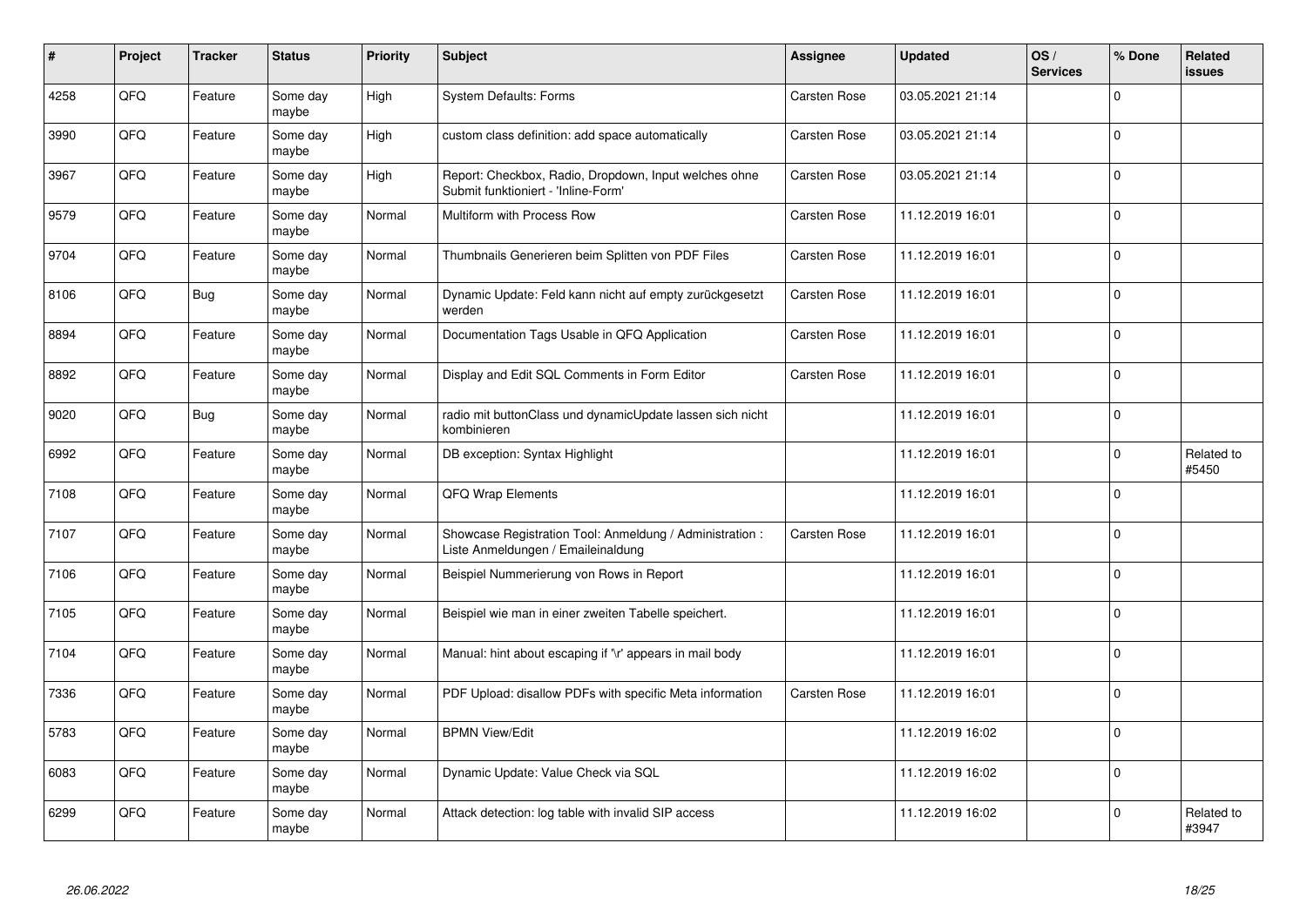| # | Project | Tracker | Status | Priority | Subject | Assignee | Updated | OS / Services | % Done | Related issues |
|---|---|---|---|---|---|---|---|---|---|---|
| 4258 | QFQ | Feature | Some day maybe | High | System Defaults: Forms | Carsten Rose | 03.05.2021 21:14 | | 0 | |
| 3990 | QFQ | Feature | Some day maybe | High | custom class definition: add space automatically | Carsten Rose | 03.05.2021 21:14 | | 0 | |
| 3967 | QFQ | Feature | Some day maybe | High | Report: Checkbox, Radio, Dropdown, Input welches ohne Submit funktioniert - 'Inline-Form' | Carsten Rose | 03.05.2021 21:14 | | 0 | |
| 9579 | QFQ | Feature | Some day maybe | Normal | Multiform with Process Row | Carsten Rose | 11.12.2019 16:01 | | 0 | |
| 9704 | QFQ | Feature | Some day maybe | Normal | Thumbnails Generieren beim Splitten von PDF Files | Carsten Rose | 11.12.2019 16:01 | | 0 | |
| 8106 | QFQ | Bug | Some day maybe | Normal | Dynamic Update: Feld kann nicht auf empty zurückgesetzt werden | Carsten Rose | 11.12.2019 16:01 | | 0 | |
| 8894 | QFQ | Feature | Some day maybe | Normal | Documentation Tags Usable in QFQ Application | Carsten Rose | 11.12.2019 16:01 | | 0 | |
| 8892 | QFQ | Feature | Some day maybe | Normal | Display and Edit SQL Comments in Form Editor | Carsten Rose | 11.12.2019 16:01 | | 0 | |
| 9020 | QFQ | Bug | Some day maybe | Normal | radio mit buttonClass und dynamicUpdate lassen sich nicht kombinieren | | 11.12.2019 16:01 | | 0 | |
| 6992 | QFQ | Feature | Some day maybe | Normal | DB exception: Syntax Highlight | | 11.12.2019 16:01 | | 0 | Related to #5450 |
| 7108 | QFQ | Feature | Some day maybe | Normal | QFQ Wrap Elements | | 11.12.2019 16:01 | | 0 | |
| 7107 | QFQ | Feature | Some day maybe | Normal | Showcase Registration Tool: Anmeldung / Administration : Liste Anmeldungen / Emaileinaldung | Carsten Rose | 11.12.2019 16:01 | | 0 | |
| 7106 | QFQ | Feature | Some day maybe | Normal | Beispiel Nummerierung von Rows in Report | | 11.12.2019 16:01 | | 0 | |
| 7105 | QFQ | Feature | Some day maybe | Normal | Beispiel wie man in einer zweiten Tabelle speichert. | | 11.12.2019 16:01 | | 0 | |
| 7104 | QFQ | Feature | Some day maybe | Normal | Manual: hint about escaping if '\r' appears in mail body | | 11.12.2019 16:01 | | 0 | |
| 7336 | QFQ | Feature | Some day maybe | Normal | PDF Upload: disallow PDFs with specific Meta information | Carsten Rose | 11.12.2019 16:01 | | 0 | |
| 5783 | QFQ | Feature | Some day maybe | Normal | BPMN View/Edit | | 11.12.2019 16:02 | | 0 | |
| 6083 | QFQ | Feature | Some day maybe | Normal | Dynamic Update: Value Check via SQL | | 11.12.2019 16:02 | | 0 | |
| 6299 | QFQ | Feature | Some day maybe | Normal | Attack detection: log table with invalid SIP access | | 11.12.2019 16:02 | | 0 | Related to #3947 |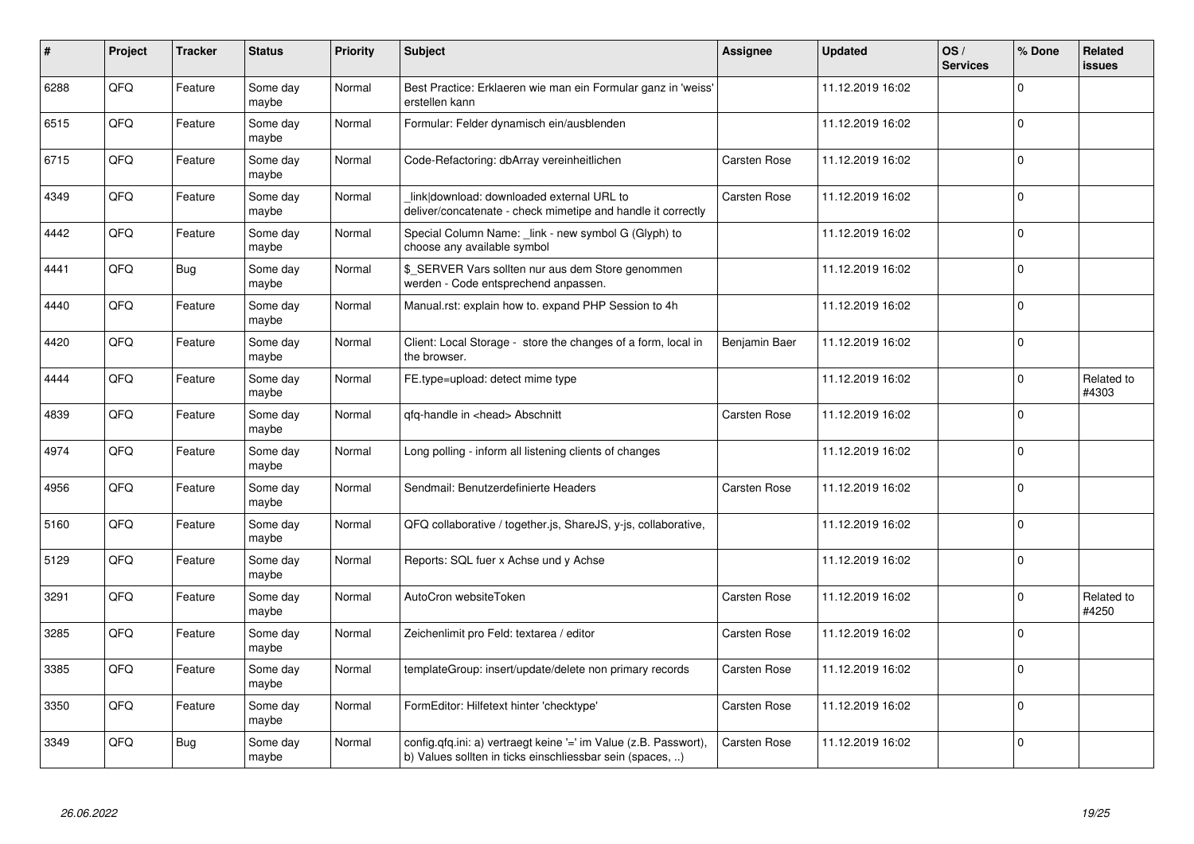| # | Project | Tracker | Status | Priority | Subject | Assignee | Updated | OS / Services | % Done | Related issues |
|---|---|---|---|---|---|---|---|---|---|---|
| 6288 | QFQ | Feature | Some day maybe | Normal | Best Practice: Erklaeren wie man ein Formular ganz in 'weiss' erstellen kann | | 11.12.2019 16:02 | | 0 | |
| 6515 | QFQ | Feature | Some day maybe | Normal | Formular: Felder dynamisch ein/ausblenden | | 11.12.2019 16:02 | | 0 | |
| 6715 | QFQ | Feature | Some day maybe | Normal | Code-Refactoring: dbArray vereinheitlichen | Carsten Rose | 11.12.2019 16:02 | | 0 | |
| 4349 | QFQ | Feature | Some day maybe | Normal | _link\|download: downloaded external URL to deliver/concatenate - check mimetipe and handle it correctly | Carsten Rose | 11.12.2019 16:02 | | 0 | |
| 4442 | QFQ | Feature | Some day maybe | Normal | Special Column Name: _link - new symbol G (Glyph) to choose any available symbol | | 11.12.2019 16:02 | | 0 | |
| 4441 | QFQ | Bug | Some day maybe | Normal | $_SERVER Vars sollten nur aus dem Store genommen werden - Code entsprechend anpassen. | | 11.12.2019 16:02 | | 0 | |
| 4440 | QFQ | Feature | Some day maybe | Normal | Manual.rst: explain how to. expand PHP Session to 4h | | 11.12.2019 16:02 | | 0 | |
| 4420 | QFQ | Feature | Some day maybe | Normal | Client: Local Storage - store the changes of a form, local in the browser. | Benjamin Baer | 11.12.2019 16:02 | | 0 | |
| 4444 | QFQ | Feature | Some day maybe | Normal | FE.type=upload: detect mime type | | 11.12.2019 16:02 | | 0 | Related to #4303 |
| 4839 | QFQ | Feature | Some day maybe | Normal | qfq-handle in <head> Abschnitt | Carsten Rose | 11.12.2019 16:02 | | 0 | |
| 4974 | QFQ | Feature | Some day maybe | Normal | Long polling - inform all listening clients of changes | | 11.12.2019 16:02 | | 0 | |
| 4956 | QFQ | Feature | Some day maybe | Normal | Sendmail: Benutzerdefinierte Headers | Carsten Rose | 11.12.2019 16:02 | | 0 | |
| 5160 | QFQ | Feature | Some day maybe | Normal | QFQ collaborative / together.js, ShareJS, y-js, collaborative, | | 11.12.2019 16:02 | | 0 | |
| 5129 | QFQ | Feature | Some day maybe | Normal | Reports: SQL fuer x Achse und y Achse | | 11.12.2019 16:02 | | 0 | |
| 3291 | QFQ | Feature | Some day maybe | Normal | AutoCron websiteToken | Carsten Rose | 11.12.2019 16:02 | | 0 | Related to #4250 |
| 3285 | QFQ | Feature | Some day maybe | Normal | Zeichenlimit pro Feld: textarea / editor | Carsten Rose | 11.12.2019 16:02 | | 0 | |
| 3385 | QFQ | Feature | Some day maybe | Normal | templateGroup: insert/update/delete non primary records | Carsten Rose | 11.12.2019 16:02 | | 0 | |
| 3350 | QFQ | Feature | Some day maybe | Normal | FormEditor: Hilfetext hinter 'checktype' | Carsten Rose | 11.12.2019 16:02 | | 0 | |
| 3349 | QFQ | Bug | Some day maybe | Normal | config.qfq.ini: a) vertraegt keine '=' im Value (z.B. Passwort), b) Values sollten in ticks einschliessbar sein (spaces, ..) | Carsten Rose | 11.12.2019 16:02 | | 0 | |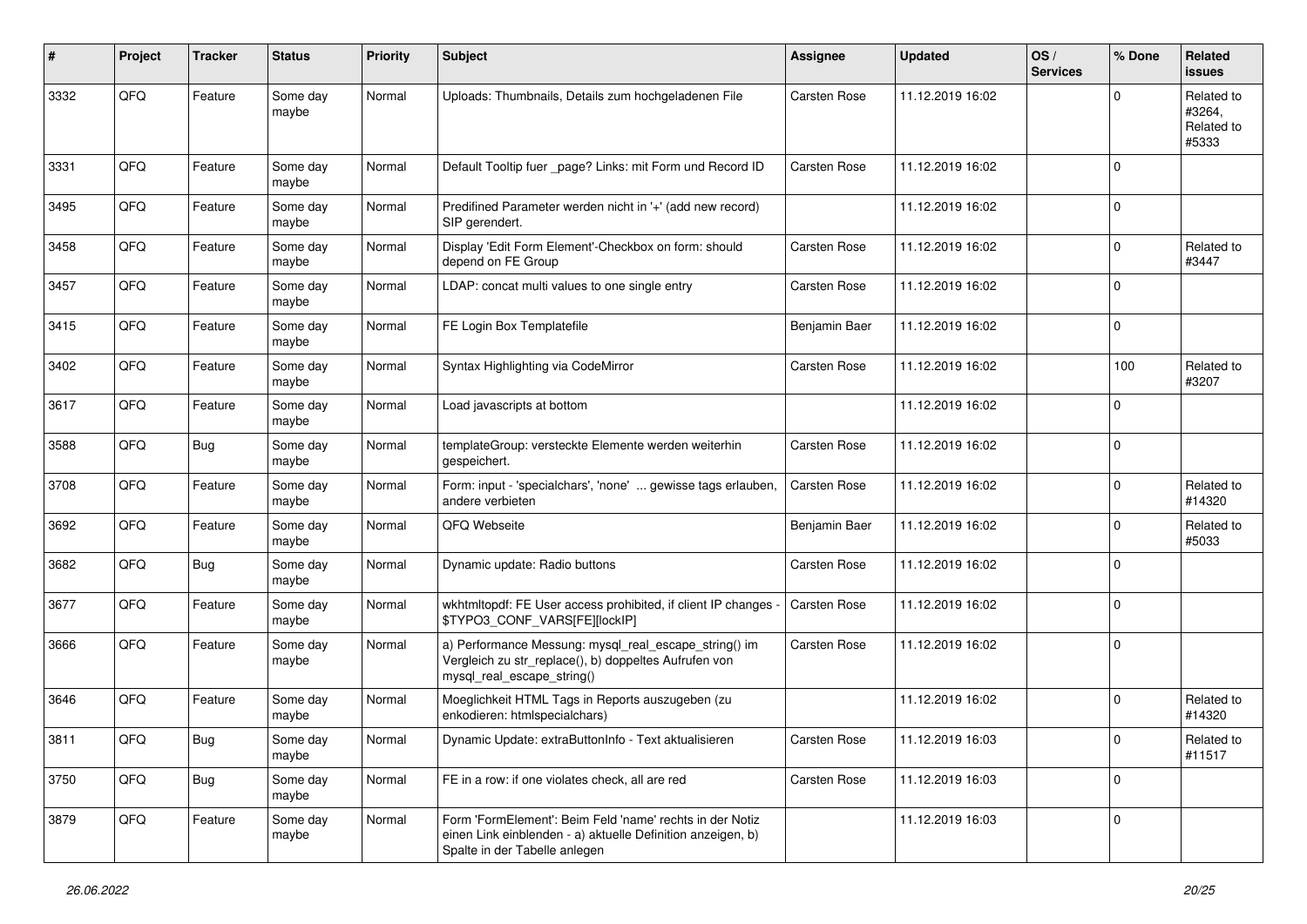| # | Project | Tracker | Status | Priority | Subject | Assignee | Updated | OS / Services | % Done | Related issues |
|---|---|---|---|---|---|---|---|---|---|---|
| 3332 | QFQ | Feature | Some day maybe | Normal | Uploads: Thumbnails, Details zum hochgeladenen File | Carsten Rose | 11.12.2019 16:02 | | 0 | Related to #3264, Related to #5333 |
| 3331 | QFQ | Feature | Some day maybe | Normal | Default Tooltip fuer _page? Links: mit Form und Record ID | Carsten Rose | 11.12.2019 16:02 | | 0 | |
| 3495 | QFQ | Feature | Some day maybe | Normal | Predifined Parameter werden nicht in '+' (add new record) SIP gerendert. | | 11.12.2019 16:02 | | 0 | |
| 3458 | QFQ | Feature | Some day maybe | Normal | Display 'Edit Form Element'-Checkbox on form: should depend on FE Group | Carsten Rose | 11.12.2019 16:02 | | 0 | Related to #3447 |
| 3457 | QFQ | Feature | Some day maybe | Normal | LDAP: concat multi values to one single entry | Carsten Rose | 11.12.2019 16:02 | | 0 | |
| 3415 | QFQ | Feature | Some day maybe | Normal | FE Login Box Templatefile | Benjamin Baer | 11.12.2019 16:02 | | 0 | |
| 3402 | QFQ | Feature | Some day maybe | Normal | Syntax Highlighting via CodeMirror | Carsten Rose | 11.12.2019 16:02 | | 100 | Related to #3207 |
| 3617 | QFQ | Feature | Some day maybe | Normal | Load javascripts at bottom | | 11.12.2019 16:02 | | 0 | |
| 3588 | QFQ | Bug | Some day maybe | Normal | templateGroup: versteckte Elemente werden weiterhin gespeichert. | Carsten Rose | 11.12.2019 16:02 | | 0 | |
| 3708 | QFQ | Feature | Some day maybe | Normal | Form: input - 'specialchars', 'none' ... gewisse tags erlauben, andere verbieten | Carsten Rose | 11.12.2019 16:02 | | 0 | Related to #14320 |
| 3692 | QFQ | Feature | Some day maybe | Normal | QFQ Webseite | Benjamin Baer | 11.12.2019 16:02 | | 0 | Related to #5033 |
| 3682 | QFQ | Bug | Some day maybe | Normal | Dynamic update: Radio buttons | Carsten Rose | 11.12.2019 16:02 | | 0 | |
| 3677 | QFQ | Feature | Some day maybe | Normal | wkhtmltopdf: FE User access prohibited, if client IP changes - $TYPO3_CONF_VARS[FE][lockIP] | Carsten Rose | 11.12.2019 16:02 | | 0 | |
| 3666 | QFQ | Feature | Some day maybe | Normal | a) Performance Messung: mysql_real_escape_string() im Vergleich zu str_replace(), b) doppeltes Aufrufen von mysql_real_escape_string() | Carsten Rose | 11.12.2019 16:02 | | 0 | |
| 3646 | QFQ | Feature | Some day maybe | Normal | Moeglichkeit HTML Tags in Reports auszugeben (zu enkodieren: htmlspecialchars) | | 11.12.2019 16:02 | | 0 | Related to #14320 |
| 3811 | QFQ | Bug | Some day maybe | Normal | Dynamic Update: extraButtonInfo - Text aktualisieren | Carsten Rose | 11.12.2019 16:03 | | 0 | Related to #11517 |
| 3750 | QFQ | Bug | Some day maybe | Normal | FE in a row: if one violates check, all are red | Carsten Rose | 11.12.2019 16:03 | | 0 | |
| 3879 | QFQ | Feature | Some day maybe | Normal | Form 'FormElement': Beim Feld 'name' rechts in der Notiz einen Link einblenden - a) aktuelle Definition anzeigen, b) Spalte in der Tabelle anlegen | | 11.12.2019 16:03 | | 0 | |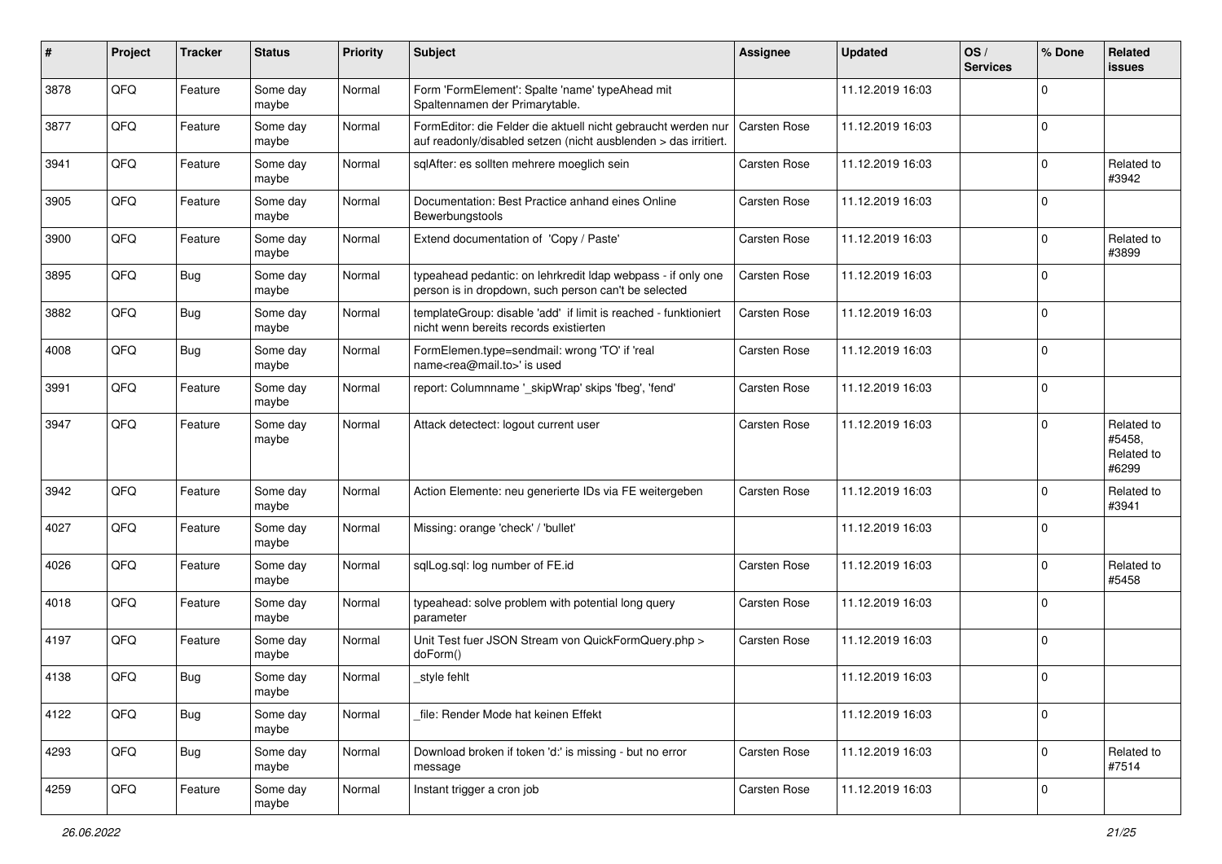| # | Project | Tracker | Status | Priority | Subject | Assignee | Updated | OS / Services | % Done | Related issues |
|---|---|---|---|---|---|---|---|---|---|---|
| 3878 | QFQ | Feature | Some day maybe | Normal | Form 'FormElement': Spalte 'name' typeAhead mit Spaltennamen der Primarytable. | | 11.12.2019 16:03 | | 0 | |
| 3877 | QFQ | Feature | Some day maybe | Normal | FormEditor: die Felder die aktuell nicht gebraucht werden nur auf readonly/disabled setzen (nicht ausblenden > das irritiert. | Carsten Rose | 11.12.2019 16:03 | | 0 | |
| 3941 | QFQ | Feature | Some day maybe | Normal | sqlAfter: es sollten mehrere moeglich sein | Carsten Rose | 11.12.2019 16:03 | | 0 | Related to #3942 |
| 3905 | QFQ | Feature | Some day maybe | Normal | Documentation: Best Practice anhand eines Online Bewerbungstools | Carsten Rose | 11.12.2019 16:03 | | 0 | |
| 3900 | QFQ | Feature | Some day maybe | Normal | Extend documentation of 'Copy / Paste' | Carsten Rose | 11.12.2019 16:03 | | 0 | Related to #3899 |
| 3895 | QFQ | Bug | Some day maybe | Normal | typeahead pedantic: on lehrkredit ldap webpass - if only one person is in dropdown, such person can't be selected | Carsten Rose | 11.12.2019 16:03 | | 0 | |
| 3882 | QFQ | Bug | Some day maybe | Normal | templateGroup: disable 'add' if limit is reached - funktioniert nicht wenn bereits records existierten | Carsten Rose | 11.12.2019 16:03 | | 0 | |
| 4008 | QFQ | Bug | Some day maybe | Normal | FormElemen.type=sendmail: wrong 'TO' if 'real name<rea@mail.to>' is used | Carsten Rose | 11.12.2019 16:03 | | 0 | |
| 3991 | QFQ | Feature | Some day maybe | Normal | report: Columnname '_skipWrap' skips 'fbeg', 'fend' | Carsten Rose | 11.12.2019 16:03 | | 0 | |
| 3947 | QFQ | Feature | Some day maybe | Normal | Attack detectect: logout current user | Carsten Rose | 11.12.2019 16:03 | | 0 | Related to #5458, Related to #6299 |
| 3942 | QFQ | Feature | Some day maybe | Normal | Action Elemente: neu generierte IDs via FE weitergeben | Carsten Rose | 11.12.2019 16:03 | | 0 | Related to #3941 |
| 4027 | QFQ | Feature | Some day maybe | Normal | Missing: orange 'check' / 'bullet' | | 11.12.2019 16:03 | | 0 | |
| 4026 | QFQ | Feature | Some day maybe | Normal | sqlLog.sql: log number of FE.id | Carsten Rose | 11.12.2019 16:03 | | 0 | Related to #5458 |
| 4018 | QFQ | Feature | Some day maybe | Normal | typeahead: solve problem with potential long query parameter | Carsten Rose | 11.12.2019 16:03 | | 0 | |
| 4197 | QFQ | Feature | Some day maybe | Normal | Unit Test fuer JSON Stream von QuickFormQuery.php > doForm() | Carsten Rose | 11.12.2019 16:03 | | 0 | |
| 4138 | QFQ | Bug | Some day maybe | Normal | _style fehlt | | 11.12.2019 16:03 | | 0 | |
| 4122 | QFQ | Bug | Some day maybe | Normal | _file: Render Mode hat keinen Effekt | | 11.12.2019 16:03 | | 0 | |
| 4293 | QFQ | Bug | Some day maybe | Normal | Download broken if token 'd:' is missing - but no error message | Carsten Rose | 11.12.2019 16:03 | | 0 | Related to #7514 |
| 4259 | QFQ | Feature | Some day maybe | Normal | Instant trigger a cron job | Carsten Rose | 11.12.2019 16:03 | | 0 | |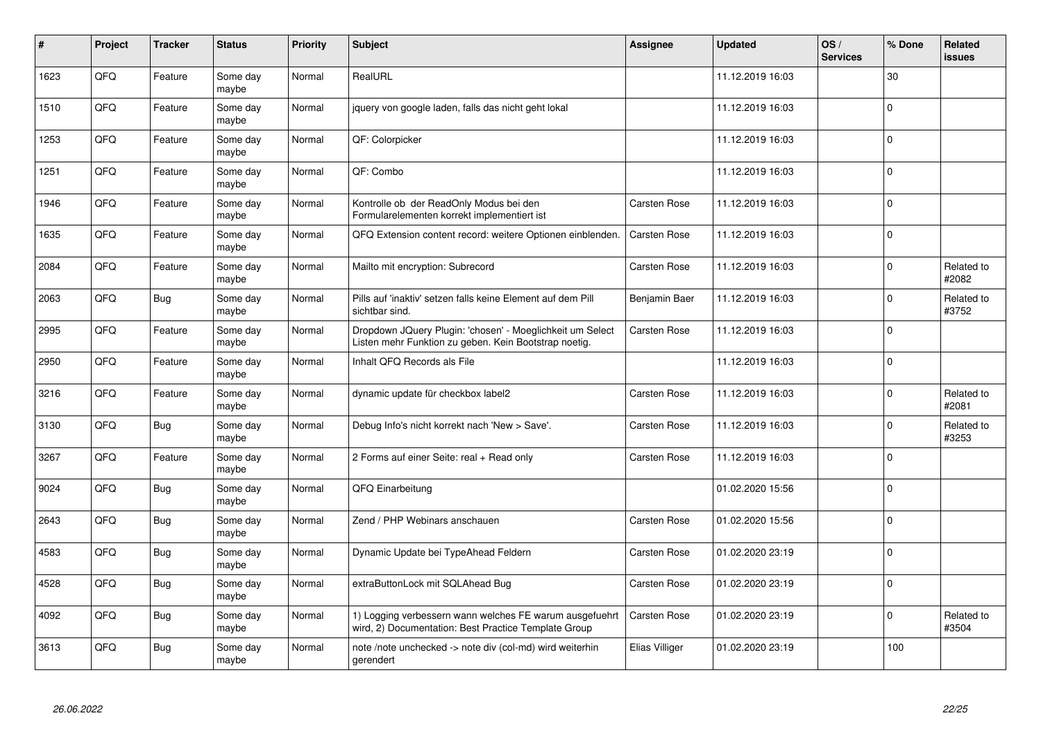| # | Project | Tracker | Status | Priority | Subject | Assignee | Updated | OS / Services | % Done | Related issues |
|---|---|---|---|---|---|---|---|---|---|---|
| 1623 | QFQ | Feature | Some day maybe | Normal | RealURL | | 11.12.2019 16:03 | | 30 | |
| 1510 | QFQ | Feature | Some day maybe | Normal | jquery von google laden, falls das nicht geht lokal | | 11.12.2019 16:03 | | 0 | |
| 1253 | QFQ | Feature | Some day maybe | Normal | QF: Colorpicker | | 11.12.2019 16:03 | | 0 | |
| 1251 | QFQ | Feature | Some day maybe | Normal | QF: Combo | | 11.12.2019 16:03 | | 0 | |
| 1946 | QFQ | Feature | Some day maybe | Normal | Kontrolle ob der ReadOnly Modus bei den Formularelementen korrekt implementiert ist | Carsten Rose | 11.12.2019 16:03 | | 0 | |
| 1635 | QFQ | Feature | Some day maybe | Normal | QFQ Extension content record: weitere Optionen einblenden. | Carsten Rose | 11.12.2019 16:03 | | 0 | |
| 2084 | QFQ | Feature | Some day maybe | Normal | Mailto mit encryption: Subrecord | Carsten Rose | 11.12.2019 16:03 | | 0 | Related to #2082 |
| 2063 | QFQ | Bug | Some day maybe | Normal | Pills auf 'inaktiv' setzen falls keine Element auf dem Pill sichtbar sind. | Benjamin Baer | 11.12.2019 16:03 | | 0 | Related to #3752 |
| 2995 | QFQ | Feature | Some day maybe | Normal | Dropdown JQuery Plugin: 'chosen' - Moeglichkeit um Select Listen mehr Funktion zu geben. Kein Bootstrap noetig. | Carsten Rose | 11.12.2019 16:03 | | 0 | |
| 2950 | QFQ | Feature | Some day maybe | Normal | Inhalt QFQ Records als File | | 11.12.2019 16:03 | | 0 | |
| 3216 | QFQ | Feature | Some day maybe | Normal | dynamic update für checkbox label2 | Carsten Rose | 11.12.2019 16:03 | | 0 | Related to #2081 |
| 3130 | QFQ | Bug | Some day maybe | Normal | Debug Info's nicht korrekt nach 'New > Save'. | Carsten Rose | 11.12.2019 16:03 | | 0 | Related to #3253 |
| 3267 | QFQ | Feature | Some day maybe | Normal | 2 Forms auf einer Seite: real + Read only | Carsten Rose | 11.12.2019 16:03 | | 0 | |
| 9024 | QFQ | Bug | Some day maybe | Normal | QFQ Einarbeitung | | 01.02.2020 15:56 | | 0 | |
| 2643 | QFQ | Bug | Some day maybe | Normal | Zend / PHP Webinars anschauen | Carsten Rose | 01.02.2020 15:56 | | 0 | |
| 4583 | QFQ | Bug | Some day maybe | Normal | Dynamic Update bei TypeAhead Feldern | Carsten Rose | 01.02.2020 23:19 | | 0 | |
| 4528 | QFQ | Bug | Some day maybe | Normal | extraButtonLock mit SQLAhead Bug | Carsten Rose | 01.02.2020 23:19 | | 0 | |
| 4092 | QFQ | Bug | Some day maybe | Normal | 1) Logging verbessern wann welches FE warum ausgefuehrt wird, 2) Documentation: Best Practice Template Group | Carsten Rose | 01.02.2020 23:19 | | 0 | Related to #3504 |
| 3613 | QFQ | Bug | Some day maybe | Normal | note /note unchecked -> note div (col-md) wird weiterhin gerendert | Elias Villiger | 01.02.2020 23:19 | | 100 | |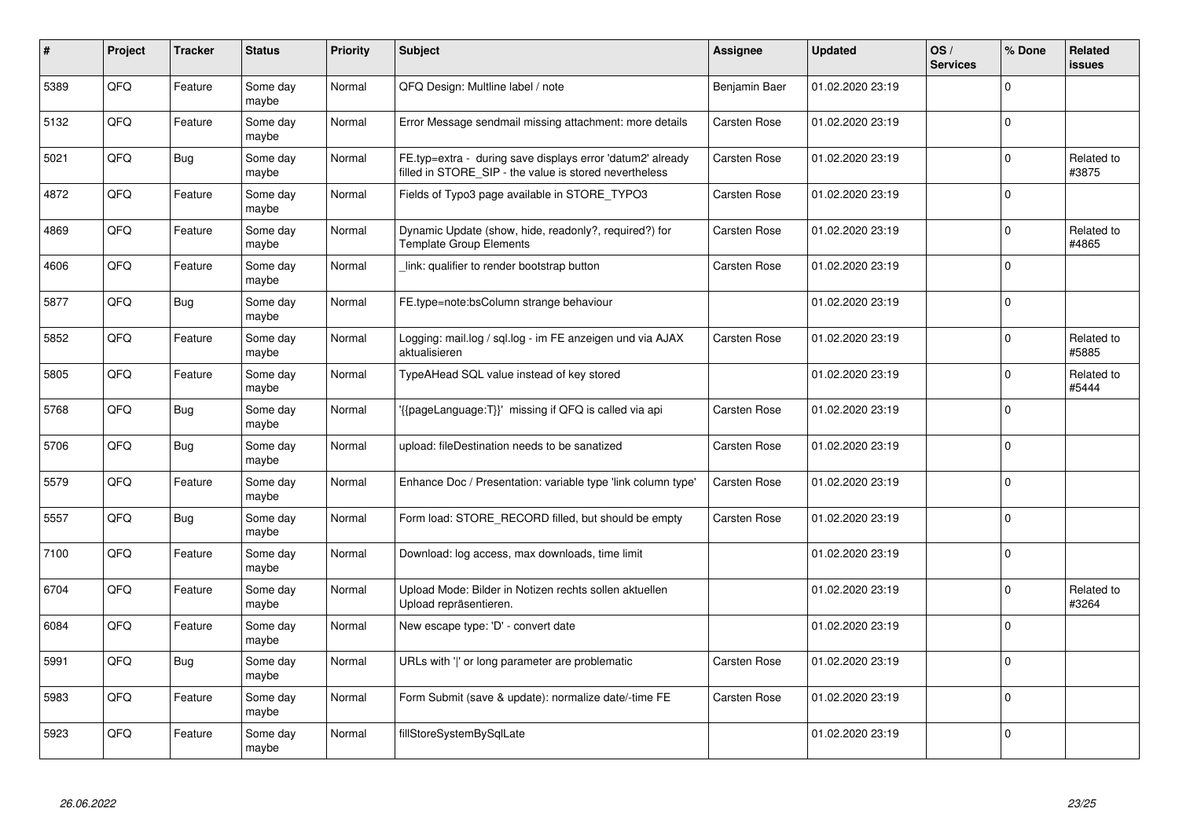| # | Project | Tracker | Status | Priority | Subject | Assignee | Updated | OS / Services | % Done | Related issues |
|---|---|---|---|---|---|---|---|---|---|---|
| 5389 | QFQ | Feature | Some day maybe | Normal | QFQ Design: Multline label / note | Benjamin Baer | 01.02.2020 23:19 | | 0 | |
| 5132 | QFQ | Feature | Some day maybe | Normal | Error Message sendmail missing attachment: more details | Carsten Rose | 01.02.2020 23:19 | | 0 | |
| 5021 | QFQ | Bug | Some day maybe | Normal | FE.typ=extra - during save displays error 'datum2' already filled in STORE_SIP - the value is stored nevertheless | Carsten Rose | 01.02.2020 23:19 | | 0 | Related to #3875 |
| 4872 | QFQ | Feature | Some day maybe | Normal | Fields of Typo3 page available in STORE_TYPO3 | Carsten Rose | 01.02.2020 23:19 | | 0 | |
| 4869 | QFQ | Feature | Some day maybe | Normal | Dynamic Update (show, hide, readonly?, required?) for Template Group Elements | Carsten Rose | 01.02.2020 23:19 | | 0 | Related to #4865 |
| 4606 | QFQ | Feature | Some day maybe | Normal | _link: qualifier to render bootstrap button | Carsten Rose | 01.02.2020 23:19 | | 0 | |
| 5877 | QFQ | Bug | Some day maybe | Normal | FE.type=note:bsColumn strange behaviour | | 01.02.2020 23:19 | | 0 | |
| 5852 | QFQ | Feature | Some day maybe | Normal | Logging: mail.log / sql.log - im FE anzeigen und via AJAX aktualisieren | Carsten Rose | 01.02.2020 23:19 | | 0 | Related to #5885 |
| 5805 | QFQ | Feature | Some day maybe | Normal | TypeAHead SQL value instead of key stored | | 01.02.2020 23:19 | | 0 | Related to #5444 |
| 5768 | QFQ | Bug | Some day maybe | Normal | '{{pageLanguage:T}}' missing if QFQ is called via api | Carsten Rose | 01.02.2020 23:19 | | 0 | |
| 5706 | QFQ | Bug | Some day maybe | Normal | upload: fileDestination needs to be sanatized | Carsten Rose | 01.02.2020 23:19 | | 0 | |
| 5579 | QFQ | Feature | Some day maybe | Normal | Enhance Doc / Presentation: variable type 'link column type' | Carsten Rose | 01.02.2020 23:19 | | 0 | |
| 5557 | QFQ | Bug | Some day maybe | Normal | Form load: STORE_RECORD filled, but should be empty | Carsten Rose | 01.02.2020 23:19 | | 0 | |
| 7100 | QFQ | Feature | Some day maybe | Normal | Download: log access, max downloads, time limit | | 01.02.2020 23:19 | | 0 | |
| 6704 | QFQ | Feature | Some day maybe | Normal | Upload Mode: Bilder in Notizen rechts sollen aktuellen Upload repräsentieren. | | 01.02.2020 23:19 | | 0 | Related to #3264 |
| 6084 | QFQ | Feature | Some day maybe | Normal | New escape type: 'D' - convert date | | 01.02.2020 23:19 | | 0 | |
| 5991 | QFQ | Bug | Some day maybe | Normal | URLs with '\|' or long parameter are problematic | Carsten Rose | 01.02.2020 23:19 | | 0 | |
| 5983 | QFQ | Feature | Some day maybe | Normal | Form Submit (save & update): normalize date/-time FE | Carsten Rose | 01.02.2020 23:19 | | 0 | |
| 5923 | QFQ | Feature | Some day maybe | Normal | fillStoreSystemBySqlLate | | 01.02.2020 23:19 | | 0 | |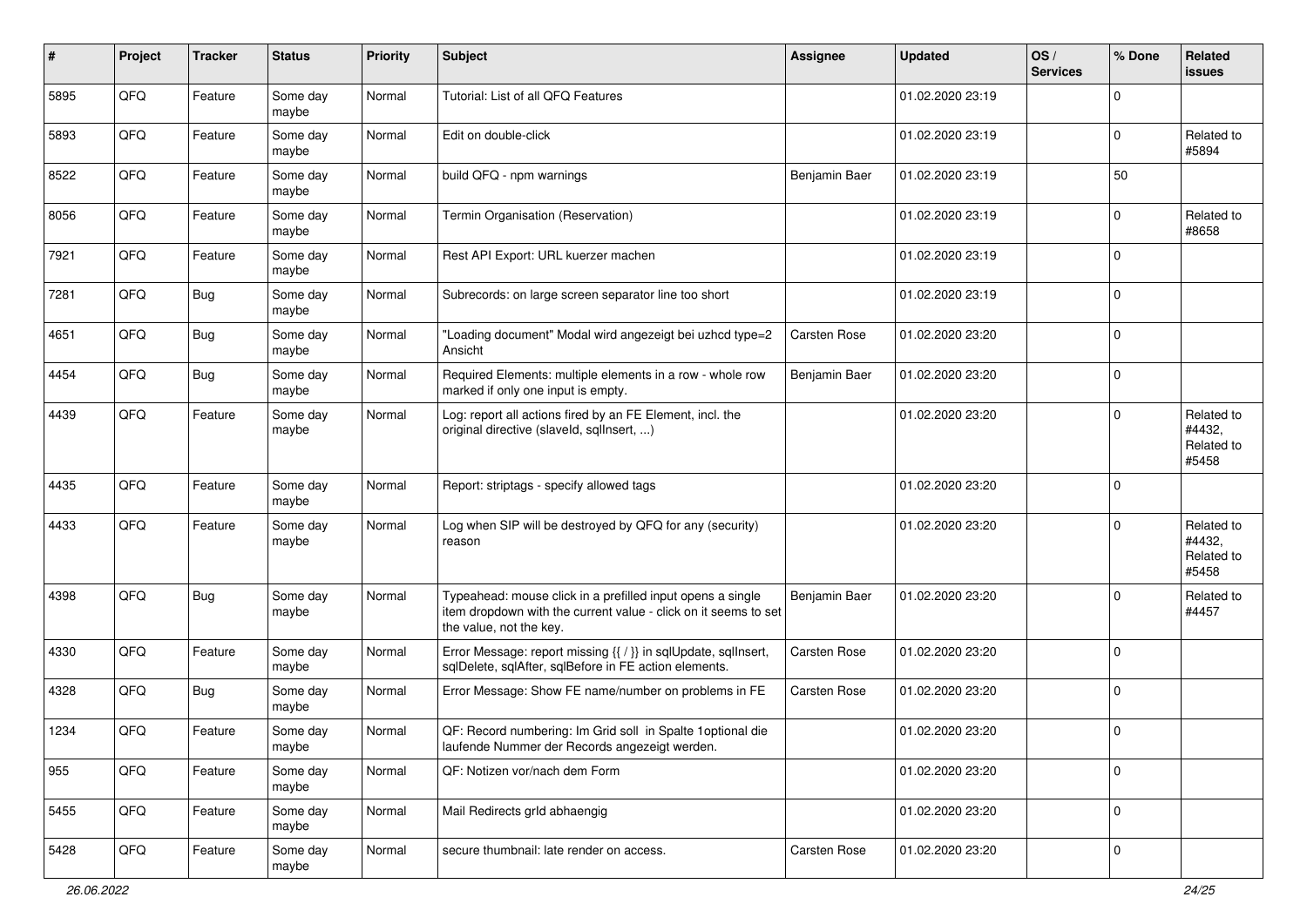| # | Project | Tracker | Status | Priority | Subject | Assignee | Updated | OS / Services | % Done | Related issues |
|---|---|---|---|---|---|---|---|---|---|---|
| 5895 | QFQ | Feature | Some day maybe | Normal | Tutorial: List of all QFQ Features | | 01.02.2020 23:19 | | 0 | |
| 5893 | QFQ | Feature | Some day maybe | Normal | Edit on double-click | | 01.02.2020 23:19 | | 0 | Related to #5894 |
| 8522 | QFQ | Feature | Some day maybe | Normal | build QFQ - npm warnings | Benjamin Baer | 01.02.2020 23:19 | | 50 | |
| 8056 | QFQ | Feature | Some day maybe | Normal | Termin Organisation (Reservation) | | 01.02.2020 23:19 | | 0 | Related to #8658 |
| 7921 | QFQ | Feature | Some day maybe | Normal | Rest API Export: URL kuerzer machen | | 01.02.2020 23:19 | | 0 | |
| 7281 | QFQ | Bug | Some day maybe | Normal | Subrecords: on large screen separator line too short | | 01.02.2020 23:19 | | 0 | |
| 4651 | QFQ | Bug | Some day maybe | Normal | "Loading document" Modal wird angezeigt bei uzhcd type=2 Ansicht | Carsten Rose | 01.02.2020 23:20 | | 0 | |
| 4454 | QFQ | Bug | Some day maybe | Normal | Required Elements: multiple elements in a row - whole row marked if only one input is empty. | Benjamin Baer | 01.02.2020 23:20 | | 0 | |
| 4439 | QFQ | Feature | Some day maybe | Normal | Log: report all actions fired by an FE Element, incl. the original directive (slaveId, sqlInsert, ...) | | 01.02.2020 23:20 | | 0 | Related to #4432, Related to #5458 |
| 4435 | QFQ | Feature | Some day maybe | Normal | Report: striptags - specify allowed tags | | 01.02.2020 23:20 | | 0 | |
| 4433 | QFQ | Feature | Some day maybe | Normal | Log when SIP will be destroyed by QFQ for any (security) reason | | 01.02.2020 23:20 | | 0 | Related to #4432, Related to #5458 |
| 4398 | QFQ | Bug | Some day maybe | Normal | Typeahead: mouse click in a prefilled input opens a single item dropdown with the current value - click on it seems to set the value, not the key. | Benjamin Baer | 01.02.2020 23:20 | | 0 | Related to #4457 |
| 4330 | QFQ | Feature | Some day maybe | Normal | Error Message: report missing {{ / }} in sqlUpdate, sqlInsert, sqlDelete, sqlAfter, sqlBefore in FE action elements. | Carsten Rose | 01.02.2020 23:20 | | 0 | |
| 4328 | QFQ | Bug | Some day maybe | Normal | Error Message: Show FE name/number on problems in FE | Carsten Rose | 01.02.2020 23:20 | | 0 | |
| 1234 | QFQ | Feature | Some day maybe | Normal | QF: Record numbering: Im Grid soll in Spalte 1optional die laufende Nummer der Records angezeigt werden. | | 01.02.2020 23:20 | | 0 | |
| 955 | QFQ | Feature | Some day maybe | Normal | QF: Notizen vor/nach dem Form | | 01.02.2020 23:20 | | 0 | |
| 5455 | QFQ | Feature | Some day maybe | Normal | Mail Redirects grId abhaengig | | 01.02.2020 23:20 | | 0 | |
| 5428 | QFQ | Feature | Some day maybe | Normal | secure thumbnail: late render on access. | Carsten Rose | 01.02.2020 23:20 | | 0 | |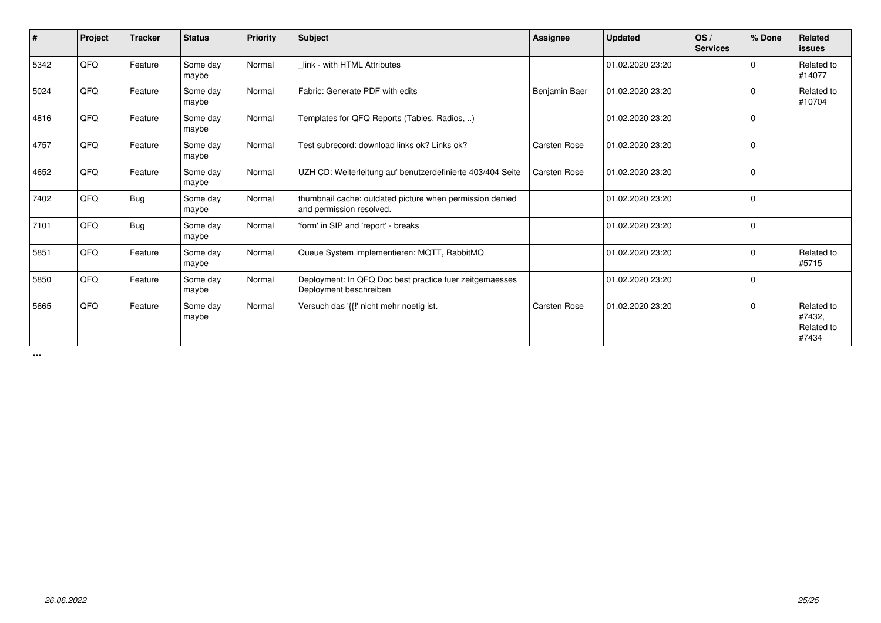| # | Project | Tracker | Status | Priority | Subject | Assignee | Updated | OS / Services | % Done | Related issues |
|---|---|---|---|---|---|---|---|---|---|---|
| 5342 | QFQ | Feature | Some day maybe | Normal | _link - with HTML Attributes | | 01.02.2020 23:20 | | 0 | Related to #14077 |
| 5024 | QFQ | Feature | Some day maybe | Normal | Fabric: Generate PDF with edits | Benjamin Baer | 01.02.2020 23:20 | | 0 | Related to #10704 |
| 4816 | QFQ | Feature | Some day maybe | Normal | Templates for QFQ Reports (Tables, Radios, ..) | | 01.02.2020 23:20 | | 0 | |
| 4757 | QFQ | Feature | Some day maybe | Normal | Test subrecord: download links ok? Links ok? | Carsten Rose | 01.02.2020 23:20 | | 0 | |
| 4652 | QFQ | Feature | Some day maybe | Normal | UZH CD: Weiterleitung auf benutzerdefinierte 403/404 Seite | Carsten Rose | 01.02.2020 23:20 | | 0 | |
| 7402 | QFQ | Bug | Some day maybe | Normal | thumbnail cache: outdated picture when permission denied and permission resolved. | | 01.02.2020 23:20 | | 0 | |
| 7101 | QFQ | Bug | Some day maybe | Normal | 'form' in SIP and 'report' - breaks | | 01.02.2020 23:20 | | 0 | |
| 5851 | QFQ | Feature | Some day maybe | Normal | Queue System implementieren: MQTT, RabbitMQ | | 01.02.2020 23:20 | | 0 | Related to #5715 |
| 5850 | QFQ | Feature | Some day maybe | Normal | Deployment: In QFQ Doc best practice fuer zeitgemaesses Deployment beschreiben | | 01.02.2020 23:20 | | 0 | |
| 5665 | QFQ | Feature | Some day maybe | Normal | Versuch das '{{!' nicht mehr noetig ist. | Carsten Rose | 01.02.2020 23:20 | | 0 | Related to #7432, Related to #7434 |

...